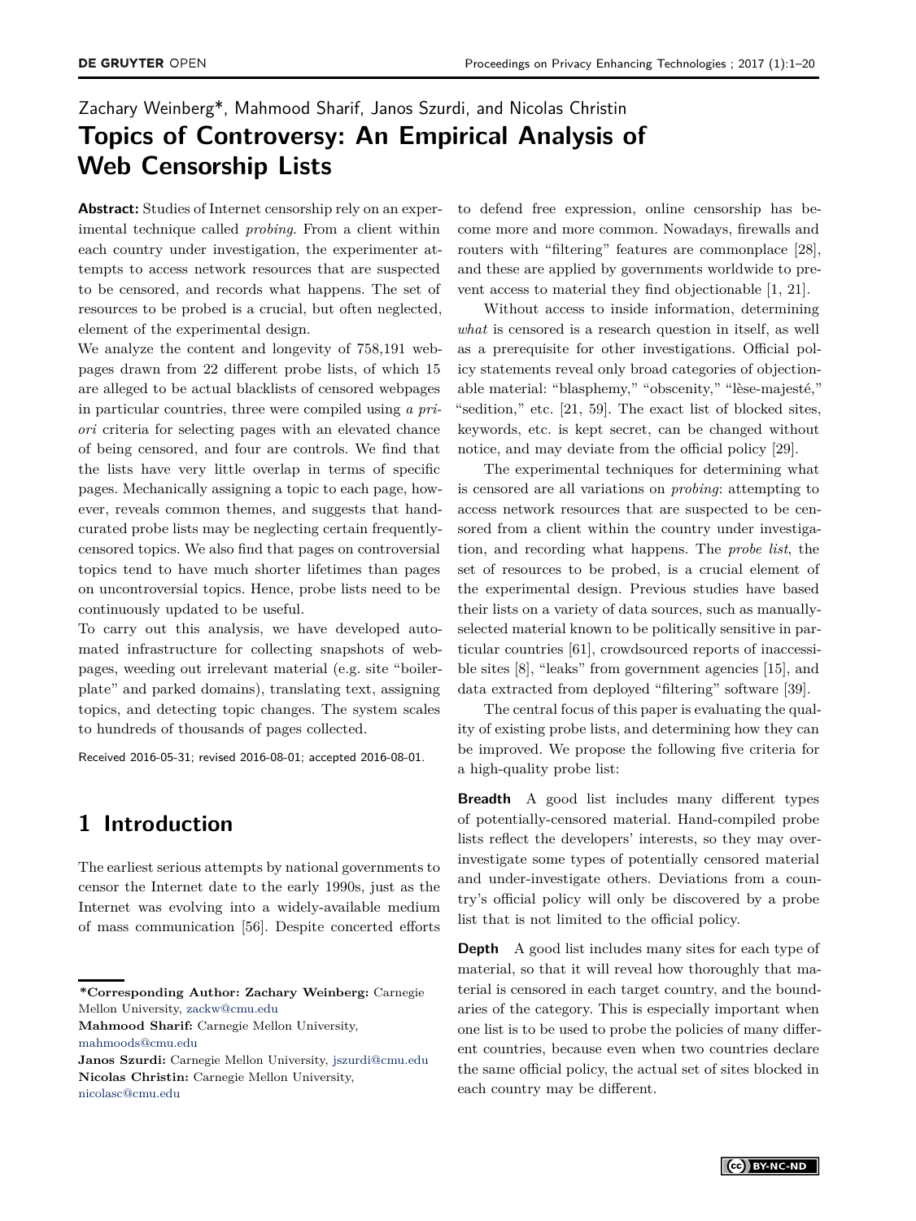Zachary Weinberg*, Mahmood Sharif, Janos Szurdi, and Nicolas Christin

# Topics of Controversy: An Empirical Analysis of Web Censorship Lists

**Abstract:** Studies of Internet censorship rely on an experimental technique called *probing*. From a client within each country under investigation, the experimenter attempts to access network resources that are suspected to be censored, and records what happens. The set of resources to be probed is a crucial, but often neglected, element of the experimental design.

We analyze the content and longevity of 758,191 webpages drawn from 22 different probe lists, of which 15 are alleged to be actual blacklists of censored webpages in particular countries, three were compiled using *a priori* criteria for selecting pages with an elevated chance of being censored, and four are controls. We find that the lists have very little overlap in terms of specific pages. Mechanically assigning a topic to each page, however, reveals common themes, and suggests that hand-curated probe lists may be neglecting certain frequently-censored topics. We also find that pages on controversial topics tend to have much shorter lifetimes than pages on uncontroversial topics. Hence, probe lists need to be continuously updated to be useful.

To carry out this analysis, we have developed automated infrastructure for collecting snapshots of webpages, weeding out irrelevant material (e.g. site "boilerplate" and parked domains), translating text, assigning topics, and detecting topic changes. The system scales to hundreds of thousands of pages collected.

Received 2016-05-31; revised 2016-08-01; accepted 2016-08-01.

## 1 Introduction

The earliest serious attempts by national governments to censor the Internet date to the early 1990s, just as the Internet was evolving into a widely-available medium of mass communication [56]. Despite concerted efforts to defend free expression, online censorship has become more and more common. Nowadays, firewalls and routers with "filtering" features are commonplace [28], and these are applied by governments worldwide to prevent access to material they find objectionable [1, 21].

Without access to inside information, determining *what* is censored is a research question in itself, as well as a prerequisite for other investigations. Official policy statements reveal only broad categories of objectionable material: "blasphemy," "obscenity," "lèse-majesté," "sedition," etc. [21, 59]. The exact list of blocked sites, keywords, etc. is kept secret, can be changed without notice, and may deviate from the official policy [29].

The experimental techniques for determining what is censored are all variations on *probing*: attempting to access network resources that are suspected to be censored from a client within the country under investigation, and recording what happens. The *probe list*, the set of resources to be probed, is a crucial element of the experimental design. Previous studies have based their lists on a variety of data sources, such as manually-selected material known to be politically sensitive in particular countries [61], crowdsourced reports of inaccessible sites [8], "leaks" from government agencies [15], and data extracted from deployed "filtering" software [39].

The central focus of this paper is evaluating the quality of existing probe lists, and determining how they can be improved. We propose the following five criteria for a high-quality probe list:

**Breadth** A good list includes many different types of potentially-censored material. Hand-compiled probe lists reflect the developers' interests, so they may over-investigate some types of potentially censored material and under-investigate others. Deviations from a country's official policy will only be discovered by a probe list that is not limited to the official policy.

**Depth** A good list includes many sites for each type of material, so that it will reveal how thoroughly that material is censored in each target country, and the boundaries of the category. This is especially important when one list is to be used to probe the policies of many different countries, because even when two countries declare the same official policy, the actual set of sites blocked in each country may be different.

---

***Corresponding Author: Zachary Weinberg:** Carnegie Mellon University, zackw@cmu.edu
**Mahmood Sharif:** Carnegie Mellon University, mahmoods@cmu.edu
**Janos Szurdi:** Carnegie Mellon University, jszurdi@cmu.edu
**Nicolas Christin:** Carnegie Mellon University, nicolasc@cmu.edu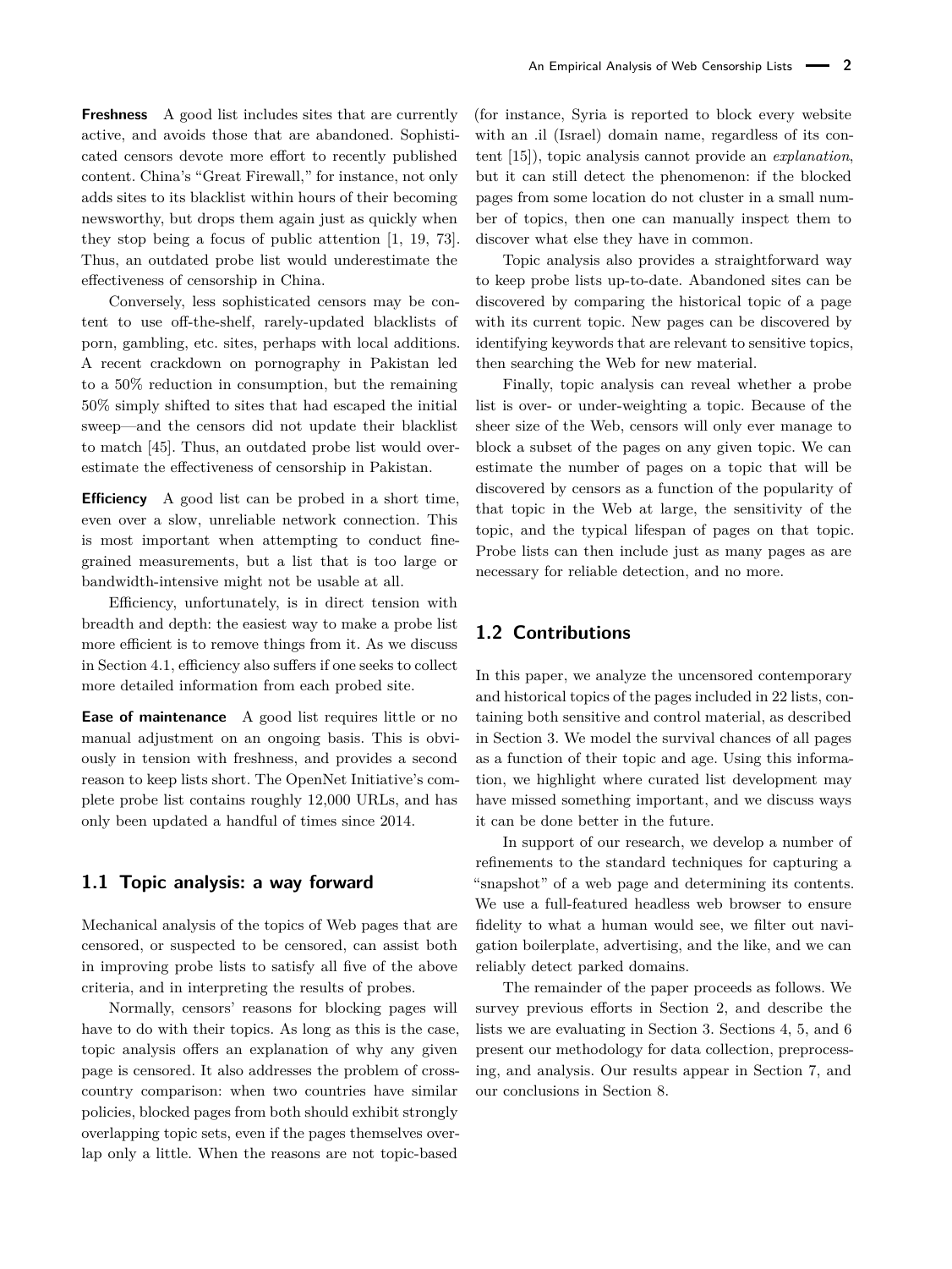**Freshness** A good list includes sites that are currently active, and avoids those that are abandoned. Sophisticated censors devote more effort to recently published content. China's "Great Firewall," for instance, not only adds sites to its blacklist within hours of their becoming newsworthy, but drops them again just as quickly when they stop being a focus of public attention [1, 19, 73]. Thus, an outdated probe list would underestimate the effectiveness of censorship in China.

Conversely, less sophisticated censors may be content to use off-the-shelf, rarely-updated blacklists of porn, gambling, etc. sites, perhaps with local additions. A recent crackdown on pornography in Pakistan led to a 50% reduction in consumption, but the remaining 50% simply shifted to sites that had escaped the initial sweep—and the censors did not update their blacklist to match [45]. Thus, an outdated probe list would overestimate the effectiveness of censorship in Pakistan.

**Efficiency** A good list can be probed in a short time, even over a slow, unreliable network connection. This is most important when attempting to conduct fine-grained measurements, but a list that is too large or bandwidth-intensive might not be usable at all.

Efficiency, unfortunately, is in direct tension with breadth and depth: the easiest way to make a probe list more efficient is to remove things from it. As we discuss in Section 4.1, efficiency also suffers if one seeks to collect more detailed information from each probed site.

**Ease of maintenance** A good list requires little or no manual adjustment on an ongoing basis. This is obviously in tension with freshness, and provides a second reason to keep lists short. The OpenNet Initiative's complete probe list contains roughly 12,000 URLs, and has only been updated a handful of times since 2014.

## 1.1 Topic analysis: a way forward

Mechanical analysis of the topics of Web pages that are censored, or suspected to be censored, can assist both in improving probe lists to satisfy all five of the above criteria, and in interpreting the results of probes.

Normally, censors' reasons for blocking pages will have to do with their topics. As long as this is the case, topic analysis offers an explanation of why any given page is censored. It also addresses the problem of cross-country comparison: when two countries have similar policies, blocked pages from both should exhibit strongly overlapping topic sets, even if the pages themselves overlap only a little. When the reasons are not topic-based (for instance, Syria is reported to block every website with an .il (Israel) domain name, regardless of its content [15]), topic analysis cannot provide an *explanation*, but it can still detect the phenomenon: if the blocked pages from some location do not cluster in a small number of topics, then one can manually inspect them to discover what else they have in common.

Topic analysis also provides a straightforward way to keep probe lists up-to-date. Abandoned sites can be discovered by comparing the historical topic of a page with its current topic. New pages can be discovered by identifying keywords that are relevant to sensitive topics, then searching the Web for new material.

Finally, topic analysis can reveal whether a probe list is over- or under-weighting a topic. Because of the sheer size of the Web, censors will only ever manage to block a subset of the pages on any given topic. We can estimate the number of pages on a topic that will be discovered by censors as a function of the popularity of that topic in the Web at large, the sensitivity of the topic, and the typical lifespan of pages on that topic. Probe lists can then include just as many pages as are necessary for reliable detection, and no more.

## 1.2 Contributions

In this paper, we analyze the uncensored contemporary and historical topics of the pages included in 22 lists, containing both sensitive and control material, as described in Section 3. We model the survival chances of all pages as a function of their topic and age. Using this information, we highlight where curated list development may have missed something important, and we discuss ways it can be done better in the future.

In support of our research, we develop a number of refinements to the standard techniques for capturing a "snapshot" of a web page and determining its contents. We use a full-featured headless web browser to ensure fidelity to what a human would see, we filter out navigation boilerplate, advertising, and the like, and we can reliably detect parked domains.

The remainder of the paper proceeds as follows. We survey previous efforts in Section 2, and describe the lists we are evaluating in Section 3. Sections 4, 5, and 6 present our methodology for data collection, preprocessing, and analysis. Our results appear in Section 7, and our conclusions in Section 8.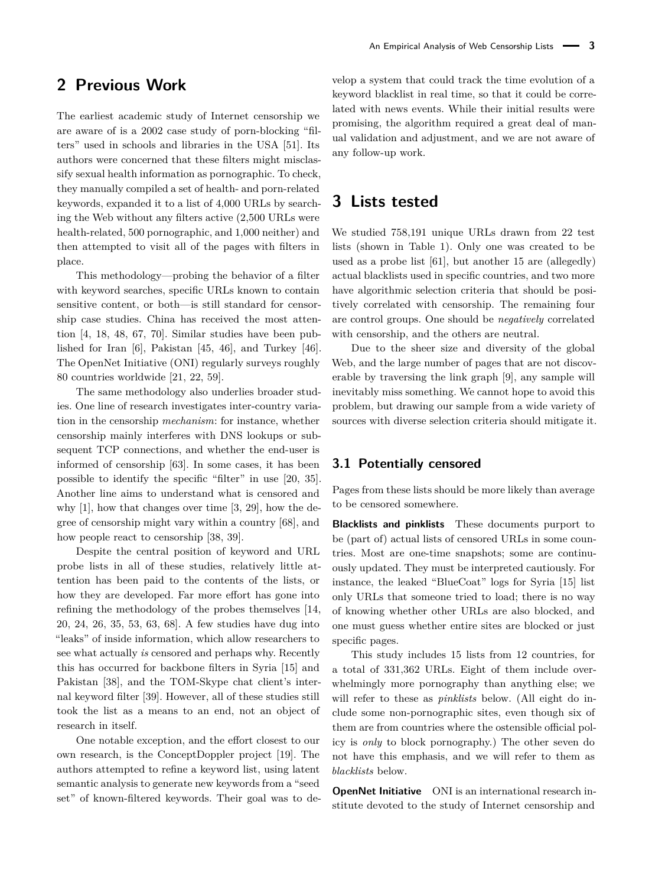## 2 Previous Work

The earliest academic study of Internet censorship we are aware of is a 2002 case study of porn-blocking "filters" used in schools and libraries in the USA [51]. Its authors were concerned that these filters might misclassify sexual health information as pornographic. To check, they manually compiled a set of health- and porn-related keywords, expanded it to a list of 4,000 URLs by searching the Web without any filters active (2,500 URLs were health-related, 500 pornographic, and 1,000 neither) and then attempted to visit all of the pages with filters in place.

This methodology—probing the behavior of a filter with keyword searches, specific URLs known to contain sensitive content, or both—is still standard for censorship case studies. China has received the most attention [4, 18, 48, 67, 70]. Similar studies have been published for Iran [6], Pakistan [45, 46], and Turkey [46]. The OpenNet Initiative (ONI) regularly surveys roughly 80 countries worldwide [21, 22, 59].

The same methodology also underlies broader studies. One line of research investigates inter-country variation in the censorship *mechanism*: for instance, whether censorship mainly interferes with DNS lookups or subsequent TCP connections, and whether the end-user is informed of censorship [63]. In some cases, it has been possible to identify the specific "filter" in use [20, 35]. Another line aims to understand what is censored and why [1], how that changes over time [3, 29], how the degree of censorship might vary within a country [68], and how people react to censorship [38, 39].

Despite the central position of keyword and URL probe lists in all of these studies, relatively little attention has been paid to the contents of the lists, or how they are developed. Far more effort has gone into refining the methodology of the probes themselves [14, 20, 24, 26, 35, 53, 63, 68]. A few studies have dug into "leaks" of inside information, which allow researchers to see what actually *is* censored and perhaps why. Recently this has occurred for backbone filters in Syria [15] and Pakistan [38], and the TOM-Skype chat client's internal keyword filter [39]. However, all of these studies still took the list as a means to an end, not an object of research in itself.

One notable exception, and the effort closest to our own research, is the ConceptDoppler project [19]. The authors attempted to refine a keyword list, using latent semantic analysis to generate new keywords from a "seed set" of known-filtered keywords. Their goal was to develop a system that could track the time evolution of a keyword blacklist in real time, so that it could be correlated with news events. While their initial results were promising, the algorithm required a great deal of manual validation and adjustment, and we are not aware of any follow-up work.

## 3 Lists tested

We studied 758,191 unique URLs drawn from 22 test lists (shown in Table 1). Only one was created to be used as a probe list [61], but another 15 are (allegedly) actual blacklists used in specific countries, and two more have algorithmic selection criteria that should be positively correlated with censorship. The remaining four are control groups. One should be *negatively* correlated with censorship, and the others are neutral.

Due to the sheer size and diversity of the global Web, and the large number of pages that are not discoverable by traversing the link graph [9], any sample will inevitably miss something. We cannot hope to avoid this problem, but drawing our sample from a wide variety of sources with diverse selection criteria should mitigate it.

### 3.1 Potentially censored

Pages from these lists should be more likely than average to be censored somewhere.

**Blacklists and pinklists** These documents purport to be (part of) actual lists of censored URLs in some countries. Most are one-time snapshots; some are continuously updated. They must be interpreted cautiously. For instance, the leaked "BlueCoat" logs for Syria [15] list only URLs that someone tried to load; there is no way of knowing whether other URLs are also blocked, and one must guess whether entire sites are blocked or just specific pages.

This study includes 15 lists from 12 countries, for a total of 331,362 URLs. Eight of them include overwhelmingly more pornography than anything else; we will refer to these as *pinklists* below. (All eight do include some non-pornographic sites, even though six of them are from countries where the ostensible official policy is *only* to block pornography.) The other seven do not have this emphasis, and we will refer to them as *blacklists* below.

**OpenNet Initiative** ONI is an international research institute devoted to the study of Internet censorship and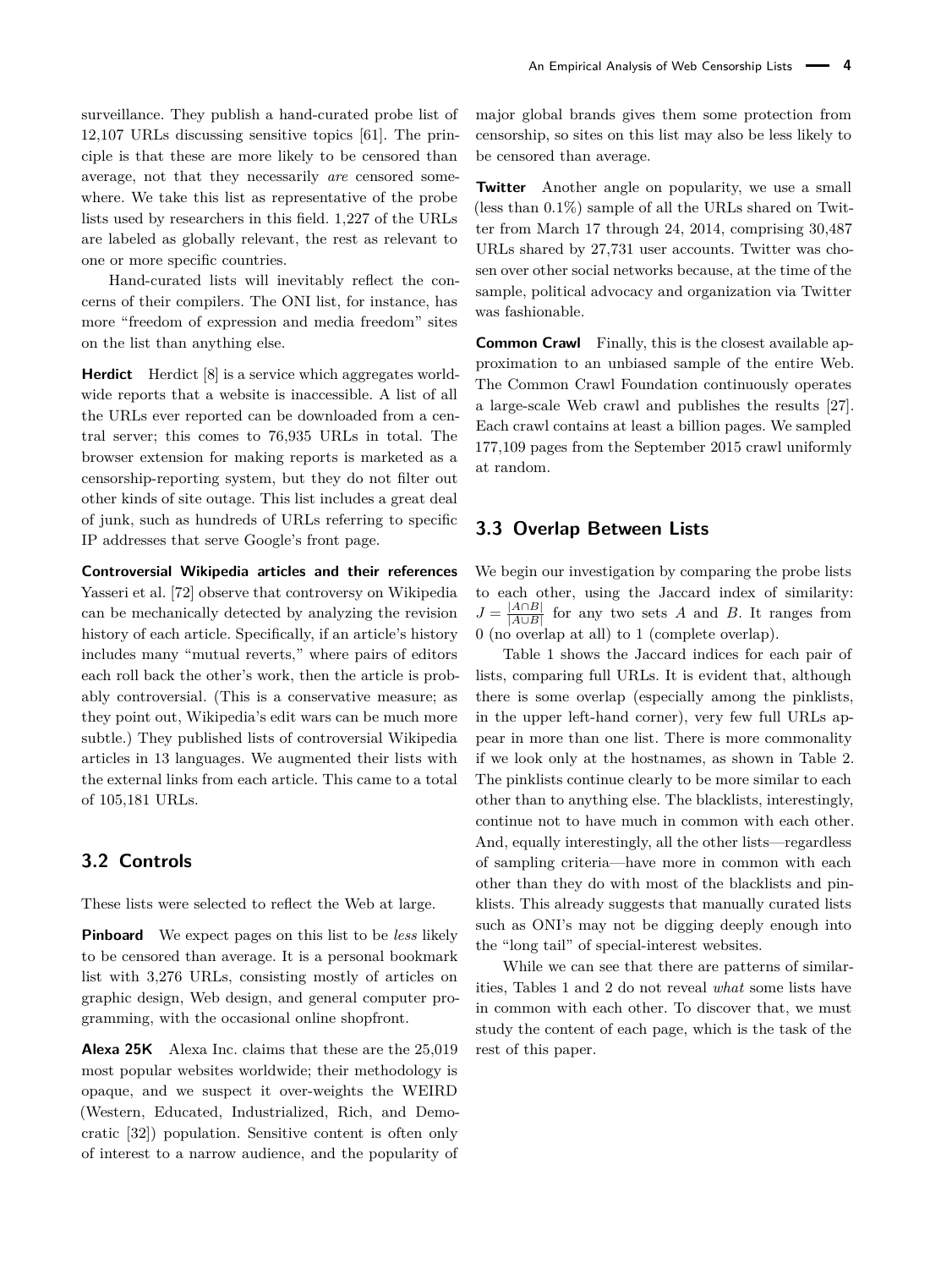surveillance. They publish a hand-curated probe list of 12,107 URLs discussing sensitive topics [61]. The principle is that these are more likely to be censored than average, not that they necessarily *are* censored somewhere. We take this list as representative of the probe lists used by researchers in this field. 1,227 of the URLs are labeled as globally relevant, the rest as relevant to one or more specific countries.

Hand-curated lists will inevitably reflect the concerns of their compilers. The ONI list, for instance, has more "freedom of expression and media freedom" sites on the list than anything else.

**Herdict** Herdict [8] is a service which aggregates worldwide reports that a website is inaccessible. A list of all the URLs ever reported can be downloaded from a central server; this comes to 76,935 URLs in total. The browser extension for making reports is marketed as a censorship-reporting system, but they do not filter out other kinds of site outage. This list includes a great deal of junk, such as hundreds of URLs referring to specific IP addresses that serve Google's front page.

**Controversial Wikipedia articles and their references** Yasseri et al. [72] observe that controversy on Wikipedia can be mechanically detected by analyzing the revision history of each article. Specifically, if an article's history includes many "mutual reverts," where pairs of editors each roll back the other's work, then the article is probably controversial. (This is a conservative measure; as they point out, Wikipedia's edit wars can be much more subtle.) They published lists of controversial Wikipedia articles in 13 languages. We augmented their lists with the external links from each article. This came to a total of 105,181 URLs.

## 3.2 Controls

These lists were selected to reflect the Web at large.

**Pinboard** We expect pages on this list to be *less* likely to be censored than average. It is a personal bookmark list with 3,276 URLs, consisting mostly of articles on graphic design, Web design, and general computer programming, with the occasional online shopfront.

**Alexa 25K** Alexa Inc. claims that these are the 25,019 most popular websites worldwide; their methodology is opaque, and we suspect it over-weights the WEIRD (Western, Educated, Industrialized, Rich, and Democratic [32]) population. Sensitive content is often only of interest to a narrow audience, and the popularity of major global brands gives them some protection from censorship, so sites on this list may also be less likely to be censored than average.

**Twitter** Another angle on popularity, we use a small (less than 0.1%) sample of all the URLs shared on Twitter from March 17 through 24, 2014, comprising 30,487 URLs shared by 27,731 user accounts. Twitter was chosen over other social networks because, at the time of the sample, political advocacy and organization via Twitter was fashionable.

**Common Crawl** Finally, this is the closest available approximation to an unbiased sample of the entire Web. The Common Crawl Foundation continuously operates a large-scale Web crawl and publishes the results [27]. Each crawl contains at least a billion pages. We sampled 177,109 pages from the September 2015 crawl uniformly at random.

## 3.3 Overlap Between Lists

We begin our investigation by comparing the probe lists to each other, using the Jaccard index of similarity: $J = \frac{|A \cap B|}{|A \cup B|}$ for any two sets $A$ and $B$. It ranges from 0 (no overlap at all) to 1 (complete overlap).

Table 1 shows the Jaccard indices for each pair of lists, comparing full URLs. It is evident that, although there is some overlap (especially among the pinklists, in the upper left-hand corner), very few full URLs appear in more than one list. There is more commonality if we look only at the hostnames, as shown in Table 2. The pinklists continue clearly to be more similar to each other than to anything else. The blacklists, interestingly, continue not to have much in common with each other. And, equally interestingly, all the other lists—regardless of sampling criteria—have more in common with each other than they do with most of the blacklists and pinklists. This already suggests that manually curated lists such as ONI's may not be digging deeply enough into the "long tail" of special-interest websites.

While we can see that there are patterns of similarities, Tables 1 and 2 do not reveal *what* some lists have in common with each other. To discover that, we must study the content of each page, which is the task of the rest of this paper.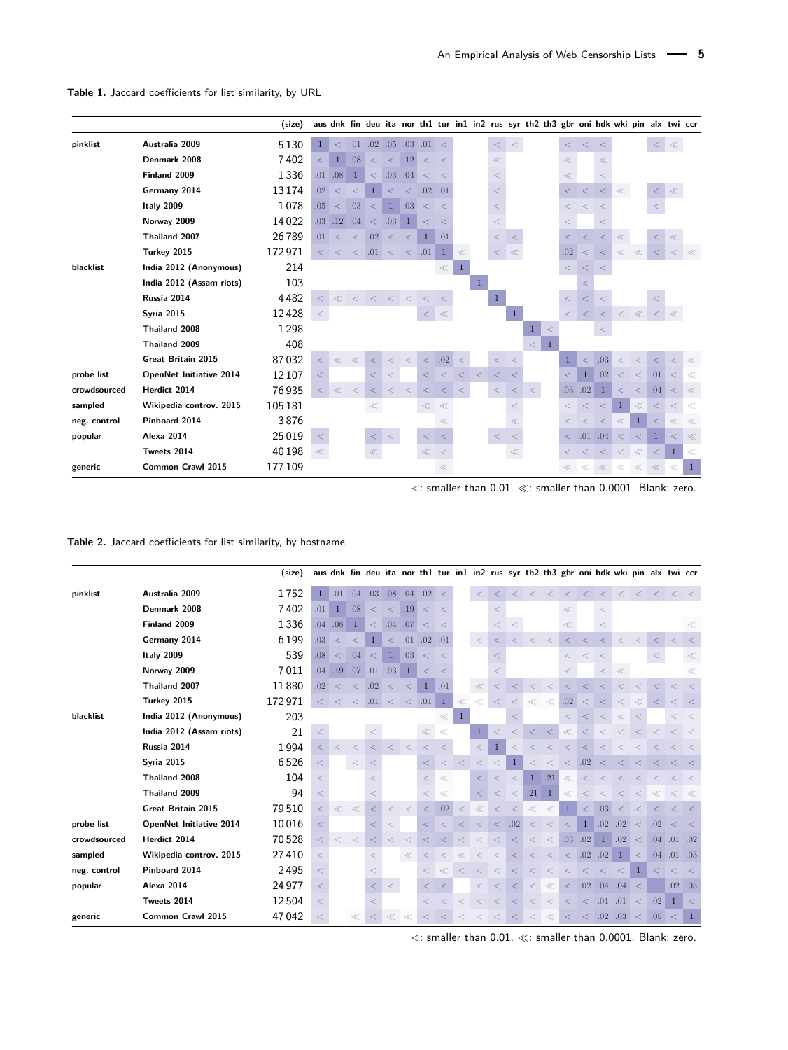**Table 1.** Jaccard coefficients for list similarity, by URL

| | | (size) | aus | dnk | fin | deu | ita | nor | th1 | tur | in1 | in2 | rus | syr | th2 | th3 | gbr | oni | hdk | wki | pin | alx | twi | ccr |
|---|---|---|---|---|---|---|---|---|---|---|---|---|---|---|---|---|---|---|---|---|---|---|---|---|
| **pinklist** | **Australia 2009** | 5130 | 1 | < | .01 | .02 | .05 | .03 | .01 | < | | | < | < | | | < | < | < | | | < | ≪ | |
| | **Denmark 2008** | 7402 | < | 1 | .08 | < | < | .12 | < | < | | | ≪ | | | | ≪ | | ≪ | | | | | |
| | **Finland 2009** | 1336 | .01 | .08 | 1 | < | .03 | .04 | < | < | | | < | | | | ≪ | | < | | | | | |
| | **Germany 2014** | 13174 | .02 | < | < | 1 | < | < | .02 | .01 | | | < | | | | < | < | < | ≪ | | < | ≪ | |
| | **Italy 2009** | 1078 | .05 | < | .03 | < | 1 | .03 | < | < | | | < | | | | < | < | < | | | < | | |
| | **Norway 2009** | 14022 | .03 | .12 | .04 | < | .03 | 1 | < | < | | | < | | | | < | | < | | | | | |
| | **Thailand 2007** | 26789 | .01 | < | < | .02 | < | < | 1 | .01 | | | < | < | | | < | < | < | ≪ | | < | ≪ | |
| | **Turkey 2015** | 172971 | < | < | < | .01 | < | < | .01 | 1 | ≪ | | < | ≪ | | | .02 | < | < | ≪ | ≪ | < | < | ≪ |
| **blacklist** | **India 2012 (Anonymous)** | 214 | | | | | | | | ≪ | 1 | | | | | | < | < | < | | | | | |
| | **India 2012 (Assam riots)** | 103 | | | | | | | | | | 1 | | | | | | < | | | | | | |
| | **Russia 2014** | 4482 | < | ≪ | < | < | < | < | < | < | | | 1 | | | | < | < | < | | | < | | |
| | **Syria 2015** | 12428 | < | | | | | | < | ≪ | | | | 1 | | | < | < | < | < | ≪ | < | ≪ | |
| | **Thailand 2008** | 1298 | | | | | | | | | | | | | 1 | < | | | < | | | | | |
| | **Thailand 2009** | 408 | | | | | | | | | | | | | < | 1 | | | | | | | | |
| | **Great Britain 2015** | 87032 | < | ≪ | ≪ | < | < | < | < | .02 | < | | < | < | | | 1 | < | .03 | < | < | < | < | ≪ |
| **probe list** | **OpenNet Initiative 2014** | 12107 | < | | | < | < | | < | < | < | < | < | < | | | < | 1 | .02 | < | < | .01 | < | ≪ |
| **crowdsourced** | **Herdict 2014** | 76935 | < | ≪ | < | < | < | < | < | < | < | | < | < | < | | .03 | .02 | 1 | < | < | .04 | < | ≪ |
| **sampled** | **Wikipedia controv. 2015** | 105181 | | | | ≪ | | | ≪ | ≪ | | | | < | | | < | < | < | 1 | ≪ | < | < | ≪ |
| **neg. control** | **Pinboard 2014** | 3876 | | | | | | | | ≪ | | | | ≪ | | | < | < | < | ≪ | 1 | < | ≪ | ≪ |
| **popular** | **Alexa 2014** | 25019 | < | | | < | < | | < | < | | | < | < | | | < | .01 | .04 | < | < | 1 | < | ≪ |
| | **Tweets 2014** | 40198 | ≪ | | | ≪ | | | ≪ | < | | | | ≪ | | | < | < | < | < | ≪ | < | 1 | ≪ |
| **generic** | **Common Crawl 2015** | 177109 | | | | | | | | ≪ | | | | | | | ≪ | ≪ | ≪ | < | ≪ | ≪ | ≪ | 1 |

<: smaller than 0.01. ≪: smaller than 0.0001. Blank: zero.

**Table 2.** Jaccard coefficients for list similarity, by hostname

| | | (size) | aus | dnk | fin | deu | ita | nor | th1 | tur | in1 | in2 | rus | syr | th2 | th3 | gbr | oni | hdk | wki | pin | alx | twi | ccr |
|---|---|---|---|---|---|---|---|---|---|---|---|---|---|---|---|---|---|---|---|---|---|---|---|---|
| **pinklist** | **Australia 2009** | 1752 | 1 | .01 | .04 | .03 | .08 | .04 | .02 | < | | < | < | < | < | < | < | < | < | < | < | < | < | < |
| | **Denmark 2008** | 7402 | .01 | 1 | .08 | < | < | .19 | < | < | | | < | | | | ≪ | | < | | | | | |
| | **Finland 2009** | 1336 | .04 | .08 | 1 | < | .04 | .07 | < | < | | | < | < | | | ≪ | | < | | | | | ≪ |
| | **Germany 2014** | 6199 | .03 | < | < | 1 | < | .01 | .02 | .01 | | < | < | < | < | < | < | < | < | < | < | < | < | < |
| | **Italy 2009** | 539 | .08 | < | .04 | < | 1 | .03 | < | < | | | < | | | | < | < | < | | | < | | ≪ |
| | **Norway 2009** | 7011 | .04 | .19 | .07 | .01 | .03 | 1 | < | < | | | < | | | | < | | < | ≪ | | | | ≪ |
| | **Thailand 2007** | 11880 | .02 | < | < | .02 | < | < | 1 | .01 | | ≪ | < | < | < | < | < | < | < | < | < | < | < | < |
| | **Turkey 2015** | 172971 | < | < | < | .01 | < | < | .01 | 1 | ≪ | ≪ | < | < | ≪ | ≪ | .02 | < | < | < | ≪ | < | < | < |
| **blacklist** | **India 2012 (Anonymous)** | 203 | | | | | | | ≪ | < | 1 | | | < | | | < | < | < | ≪ | < | | < | < |
| | **India 2012 (Assam riots)** | 21 | < | | | < | | | ≪ | ≪ | | 1 | < | < | < | < | ≪ | < | < | < | < | < | < | < |
| | **Russia 2014** | 1994 | < | < | < | < | < | < | < | < | | < | 1 | < | < | < | < | < | < | < | < | < | < | < |
| | **Syria 2015** | 6526 | < | | < | < | | | < | < | < | < | < | 1 | < | < | < | .02 | < | < | < | < | < | < |
| | **Thailand 2008** | 104 | < | | | < | | | < | ≪ | | < | < | < | 1 | .21 | ≪ | < | < | < | < | < | < | < |
| | **Thailand 2009** | 94 | < | | | < | | | < | ≪ | | < | < | < | .21 | 1 | ≪ | < | < | < | < | ≪ | < | ≪ |
| | **Great Britain 2015** | 79510 | < | ≪ | ≪ | < | < | < | < | .02 | < | ≪ | < | < | ≪ | ≪ | 1 | < | .03 | < | < | < | < | < |
| **probe list** | **OpenNet Initiative 2014** | 10016 | < | | | < | < | | < | < | < | < | < | .02 | < | < | < | 1 | .02 | .02 | < | .02 | < | < |
| **crowdsourced** | **Herdict 2014** | 70528 | < | < | < | < | < | < | < | < | < | < | < | < | < | < | .03 | .02 | 1 | .02 | < | .04 | .01 | .02 |
| **sampled** | **Wikipedia controv. 2015** | 27410 | < | | | < | | ≪ | < | < | ≪ | < | < | < | < | < | < | .02 | .02 | 1 | < | .04 | .01 | .03 |
| **neg. control** | **Pinboard 2014** | 2495 | < | | | < | | | < | ≪ | < | < | < | < | < | < | < | < | < | < | 1 | < | < | < |
| **popular** | **Alexa 2014** | 24977 | < | | | < | < | | < | < | | < | < | < | < | ≪ | < | .02 | .04 | .04 | < | 1 | .02 | .05 |
| | **Tweets 2014** | 12504 | < | | | < | | | < | < | < | < | < | < | < | < | < | < | .01 | .01 | < | .02 | 1 | < |
| **generic** | **Common Crawl 2015** | 47042 | < | | ≪ | < | ≪ | ≪ | < | < | < | < | < | < | < | ≪ | < | < | .02 | .03 | < | .05 | < | 1 |

<: smaller than 0.01. ≪: smaller than 0.0001. Blank: zero.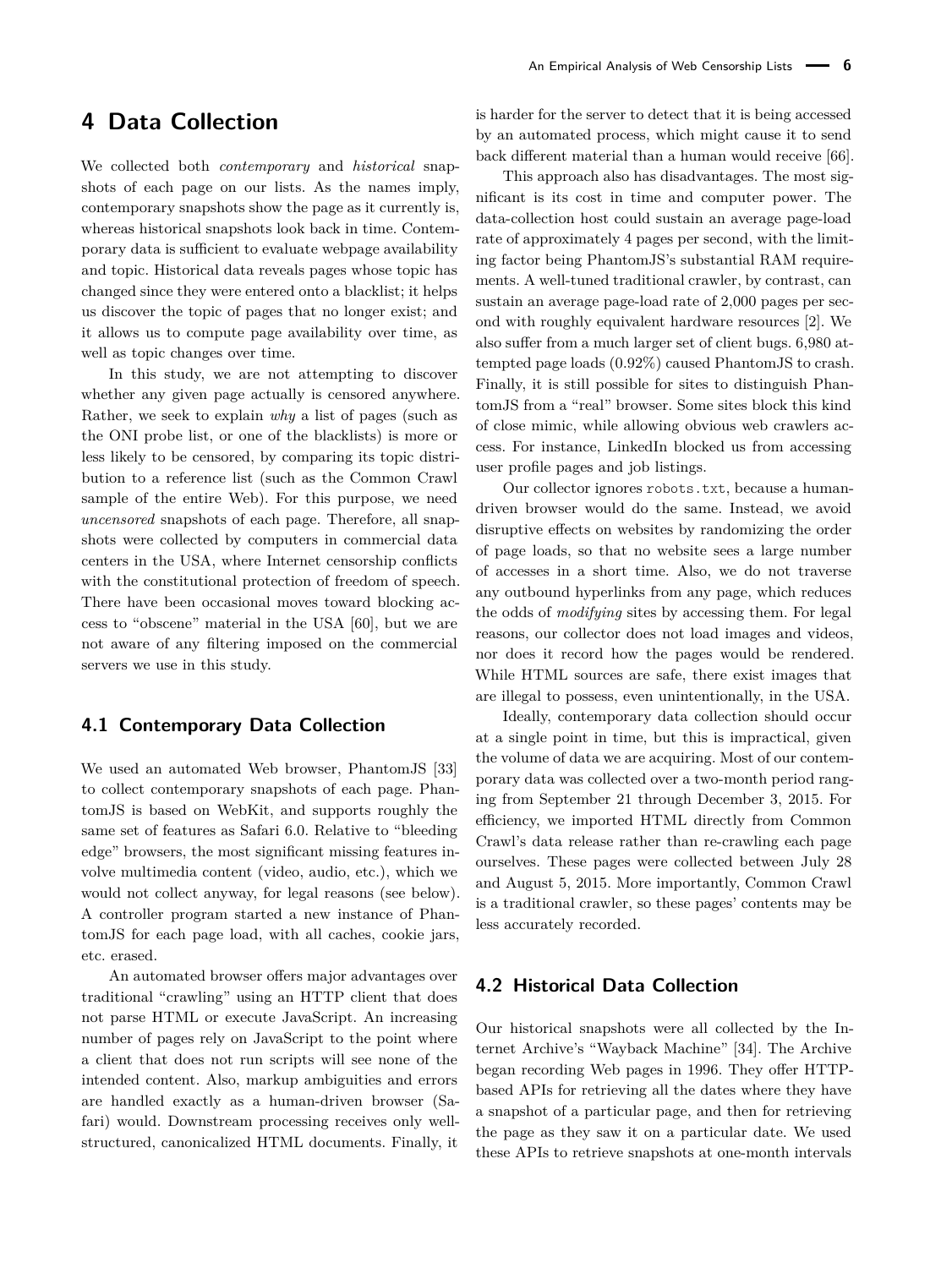# 4 Data Collection

We collected both *contemporary* and *historical* snapshots of each page on our lists. As the names imply, contemporary snapshots show the page as it currently is, whereas historical snapshots look back in time. Contemporary data is sufficient to evaluate webpage availability and topic. Historical data reveals pages whose topic has changed since they were entered onto a blacklist; it helps us discover the topic of pages that no longer exist; and it allows us to compute page availability over time, as well as topic changes over time.

In this study, we are not attempting to discover whether any given page actually is censored anywhere. Rather, we seek to explain *why* a list of pages (such as the ONI probe list, or one of the blacklists) is more or less likely to be censored, by comparing its topic distribution to a reference list (such as the Common Crawl sample of the entire Web). For this purpose, we need *uncensored* snapshots of each page. Therefore, all snapshots were collected by computers in commercial data centers in the USA, where Internet censorship conflicts with the constitutional protection of freedom of speech. There have been occasional moves toward blocking access to "obscene" material in the USA [60], but we are not aware of any filtering imposed on the commercial servers we use in this study.

## 4.1 Contemporary Data Collection

We used an automated Web browser, PhantomJS [33] to collect contemporary snapshots of each page. PhantomJS is based on WebKit, and supports roughly the same set of features as Safari 6.0. Relative to "bleeding edge" browsers, the most significant missing features involve multimedia content (video, audio, etc.), which we would not collect anyway, for legal reasons (see below). A controller program started a new instance of PhantomJS for each page load, with all caches, cookie jars, etc. erased.

An automated browser offers major advantages over traditional "crawling" using an HTTP client that does not parse HTML or execute JavaScript. An increasing number of pages rely on JavaScript to the point where a client that does not run scripts will see none of the intended content. Also, markup ambiguities and errors are handled exactly as a human-driven browser (Safari) would. Downstream processing receives only well-structured, canonicalized HTML documents. Finally, it is harder for the server to detect that it is being accessed by an automated process, which might cause it to send back different material than a human would receive [66].

This approach also has disadvantages. The most significant is its cost in time and computer power. The data-collection host could sustain an average page-load rate of approximately 4 pages per second, with the limiting factor being PhantomJS's substantial RAM requirements. A well-tuned traditional crawler, by contrast, can sustain an average page-load rate of 2,000 pages per second with roughly equivalent hardware resources [2]. We also suffer from a much larger set of client bugs. 6,980 attempted page loads (0.92%) caused PhantomJS to crash. Finally, it is still possible for sites to distinguish PhantomJS from a "real" browser. Some sites block this kind of close mimic, while allowing obvious web crawlers access. For instance, LinkedIn blocked us from accessing user profile pages and job listings.

Our collector ignores `robots.txt`, because a human-driven browser would do the same. Instead, we avoid disruptive effects on websites by randomizing the order of page loads, so that no website sees a large number of accesses in a short time. Also, we do not traverse any outbound hyperlinks from any page, which reduces the odds of *modifying* sites by accessing them. For legal reasons, our collector does not load images and videos, nor does it record how the pages would be rendered. While HTML sources are safe, there exist images that are illegal to possess, even unintentionally, in the USA.

Ideally, contemporary data collection should occur at a single point in time, but this is impractical, given the volume of data we are acquiring. Most of our contemporary data was collected over a two-month period ranging from September 21 through December 3, 2015. For efficiency, we imported HTML directly from Common Crawl's data release rather than re-crawling each page ourselves. These pages were collected between July 28 and August 5, 2015. More importantly, Common Crawl is a traditional crawler, so these pages' contents may be less accurately recorded.

## 4.2 Historical Data Collection

Our historical snapshots were all collected by the Internet Archive's "Wayback Machine" [34]. The Archive began recording Web pages in 1996. They offer HTTP-based APIs for retrieving all the dates where they have a snapshot of a particular page, and then for retrieving the page as they saw it on a particular date. We used these APIs to retrieve snapshots at one-month intervals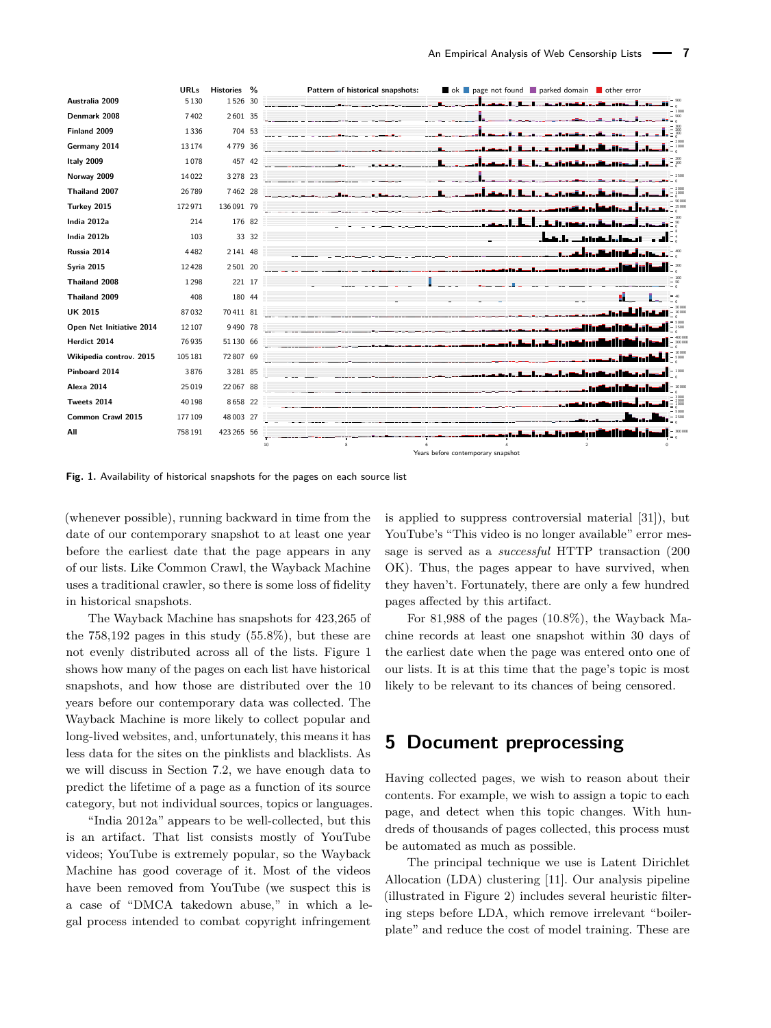| | URLs | Histories | % |
|---|---|---|---|
| Australia 2009 | 5 130 | 1 526 | 30 |
| Denmark 2008 | 7 402 | 2 601 | 35 |
| Finland 2009 | 1 336 | 704 | 53 |
| Germany 2014 | 13 174 | 4 779 | 36 |
| Italy 2009 | 1 078 | 457 | 42 |
| Norway 2009 | 14 022 | 3 278 | 23 |
| Thailand 2007 | 26 789 | 7 462 | 28 |
| Turkey 2015 | 172 971 | 136 091 | 79 |
| India 2012a | 214 | 176 | 82 |
| India 2012b | 103 | 33 | 32 |
| Russia 2014 | 4 482 | 2 141 | 48 |
| Syria 2015 | 12 428 | 2 501 | 20 |
| Thailand 2008 | 1 298 | 221 | 17 |
| Thailand 2009 | 408 | 180 | 44 |
| UK 2015 | 87 032 | 70 411 | 81 |
| Open Net Initiative 2014 | 12 107 | 9 490 | 78 |
| Herdict 2014 | 76 935 | 51 130 | 66 |
| Wikipedia controv. 2015 | 105 181 | 72 807 | 69 |
| Pinboard 2014 | 3 876 | 3 281 | 85 |
| Alexa 2014 | 25 019 | 22 067 | 88 |
| Tweets 2014 | 40 198 | 8 658 | 22 |
| Common Crawl 2015 | 177 109 | 48 003 | 27 |
| All | 758 191 | 423 265 | 56 |

Pattern of historical snapshots: ok, page not found, parked domain, other error

Years before contemporary snapshot

**Fig. 1.** Availability of historical snapshots for the pages on each source list

(whenever possible), running backward in time from the date of our contemporary snapshot to at least one year before the earliest date that the page appears in any of our lists. Like Common Crawl, the Wayback Machine uses a traditional crawler, so there is some loss of fidelity in historical snapshots.

The Wayback Machine has snapshots for 423,265 of the 758,192 pages in this study (55.8%), but these are not evenly distributed across all of the lists. Figure 1 shows how many of the pages on each list have historical snapshots, and how those are distributed over the 10 years before our contemporary data was collected. The Wayback Machine is more likely to collect popular and long-lived websites, and, unfortunately, this means it has less data for the sites on the pinklists and blacklists. As we will discuss in Section 7.2, we have enough data to predict the lifetime of a page as a function of its source category, but not individual sources, topics or languages.

"India 2012a" appears to be well-collected, but this is an artifact. That list consists mostly of YouTube videos; YouTube is extremely popular, so the Wayback Machine has good coverage of it. Most of the videos have been removed from YouTube (we suspect this is a case of "DMCA takedown abuse," in which a legal process intended to combat copyright infringement is applied to suppress controversial material [31]), but YouTube's "This video is no longer available" error message is served as a *successful* HTTP transaction (200 OK). Thus, the pages appear to have survived, when they haven't. Fortunately, there are only a few hundred pages affected by this artifact.

For 81,988 of the pages (10.8%), the Wayback Machine records at least one snapshot within 30 days of the earliest date when the page was entered onto one of our lists. It is at this time that the page's topic is most likely to be relevant to its chances of being censored.

# 5 Document preprocessing

Having collected pages, we wish to reason about their contents. For example, we wish to assign a topic to each page, and detect when this topic changes. With hundreds of thousands of pages collected, this process must be automated as much as possible.

The principal technique we use is Latent Dirichlet Allocation (LDA) clustering [11]. Our analysis pipeline (illustrated in Figure 2) includes several heuristic filtering steps before LDA, which remove irrelevant "boilerplate" and reduce the cost of model training. These are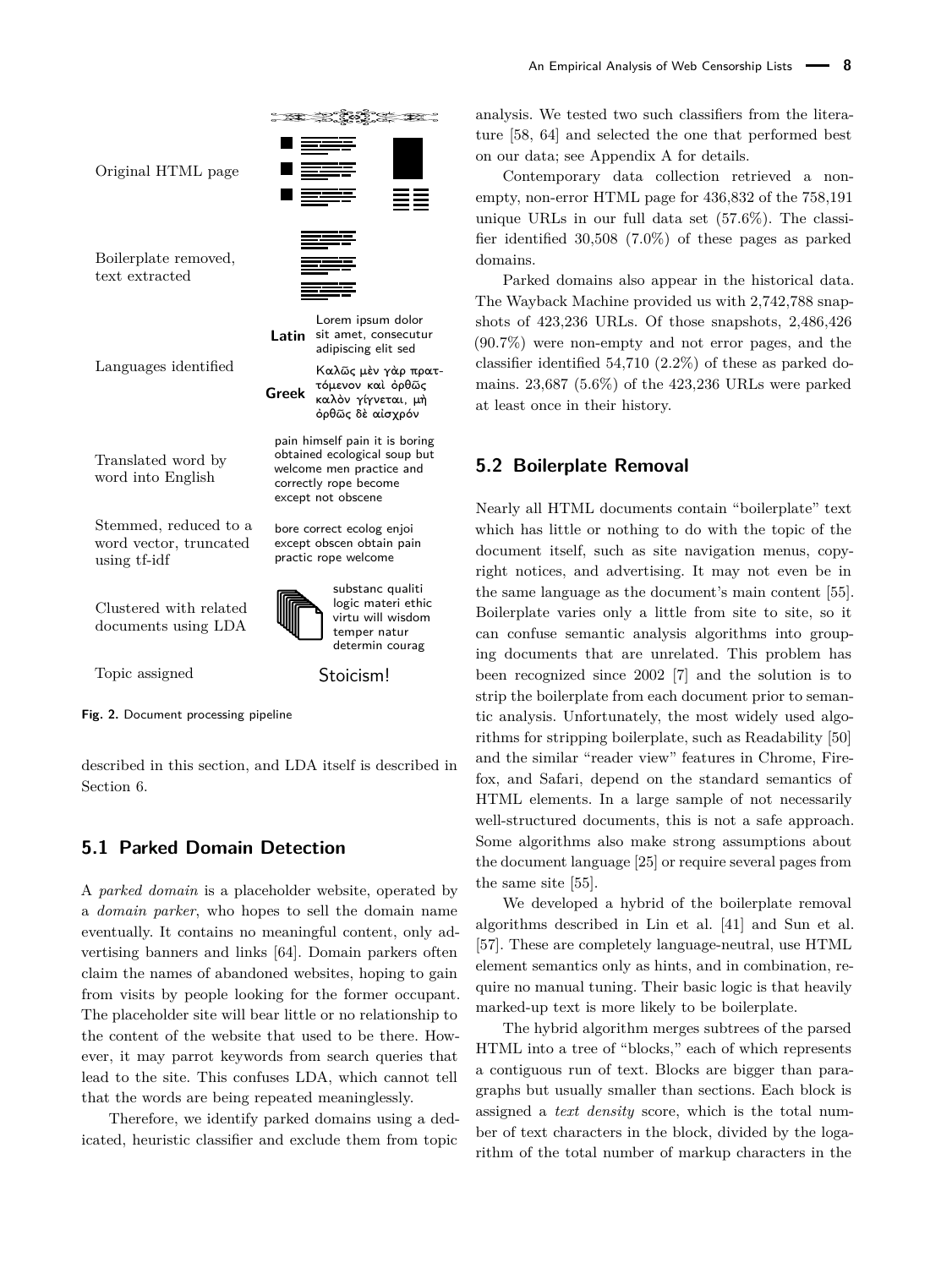Original HTML page

Boilerplate removed, text extracted

Languages identified

**Latin** Lorem ipsum dolor sit amet, consecutur adipiscing elit sed

**Greek** Καλῶς μὲν γὰρ πραττόμενον καὶ ὀρθῶς καλὸν γίγνεται, μὴ ὀρθῶς δὲ αἰσχρόν

Translated word by word into English

pain himself pain it is boring obtained ecological soup but welcome men practice and correctly rope become except not obscene

Stemmed, reduced to a word vector, truncated using tf-idf

bore correct ecolog enjoi except obscen obtain pain practic rope welcome

Clustered with related documents using LDA

substanc qualiti logic materi ethic virtu will wisdom temper natur determin courag

Topic assigned

Stoicism!

**Fig. 2.** Document processing pipeline

described in this section, and LDA itself is described in Section 6.

## 5.1 Parked Domain Detection

A *parked domain* is a placeholder website, operated by a *domain parker*, who hopes to sell the domain name eventually. It contains no meaningful content, only advertising banners and links [64]. Domain parkers often claim the names of abandoned websites, hoping to gain from visits by people looking for the former occupant. The placeholder site will bear little or no relationship to the content of the website that used to be there. However, it may parrot keywords from search queries that lead to the site. This confuses LDA, which cannot tell that the words are being repeated meaninglessly.

Therefore, we identify parked domains using a dedicated, heuristic classifier and exclude them from topic analysis. We tested two such classifiers from the literature [58, 64] and selected the one that performed best on our data; see Appendix A for details.

Contemporary data collection retrieved a nonempty, non-error HTML page for 436,832 of the 758,191 unique URLs in our full data set (57.6%). The classifier identified 30,508 (7.0%) of these pages as parked domains.

Parked domains also appear in the historical data. The Wayback Machine provided us with 2,742,788 snapshots of 423,236 URLs. Of those snapshots, 2,486,426 (90.7%) were non-empty and not error pages, and the classifier identified 54,710 (2.2%) of these as parked domains. 23,687 (5.6%) of the 423,236 URLs were parked at least once in their history.

## 5.2 Boilerplate Removal

Nearly all HTML documents contain "boilerplate" text which has little or nothing to do with the topic of the document itself, such as site navigation menus, copyright notices, and advertising. It may not even be in the same language as the document's main content [55]. Boilerplate varies only a little from site to site, so it can confuse semantic analysis algorithms into grouping documents that are unrelated. This problem has been recognized since 2002 [7] and the solution is to strip the boilerplate from each document prior to semantic analysis. Unfortunately, the most widely used algorithms for stripping boilerplate, such as Readability [50] and the similar "reader view" features in Chrome, Firefox, and Safari, depend on the standard semantics of HTML elements. In a large sample of not necessarily well-structured documents, this is not a safe approach. Some algorithms also make strong assumptions about the document language [25] or require several pages from the same site [55].

We developed a hybrid of the boilerplate removal algorithms described in Lin et al. [41] and Sun et al. [57]. These are completely language-neutral, use HTML element semantics only as hints, and in combination, require no manual tuning. Their basic logic is that heavily marked-up text is more likely to be boilerplate.

The hybrid algorithm merges subtrees of the parsed HTML into a tree of "blocks," each of which represents a contiguous run of text. Blocks are bigger than paragraphs but usually smaller than sections. Each block is assigned a *text density* score, which is the total number of text characters in the block, divided by the logarithm of the total number of markup characters in the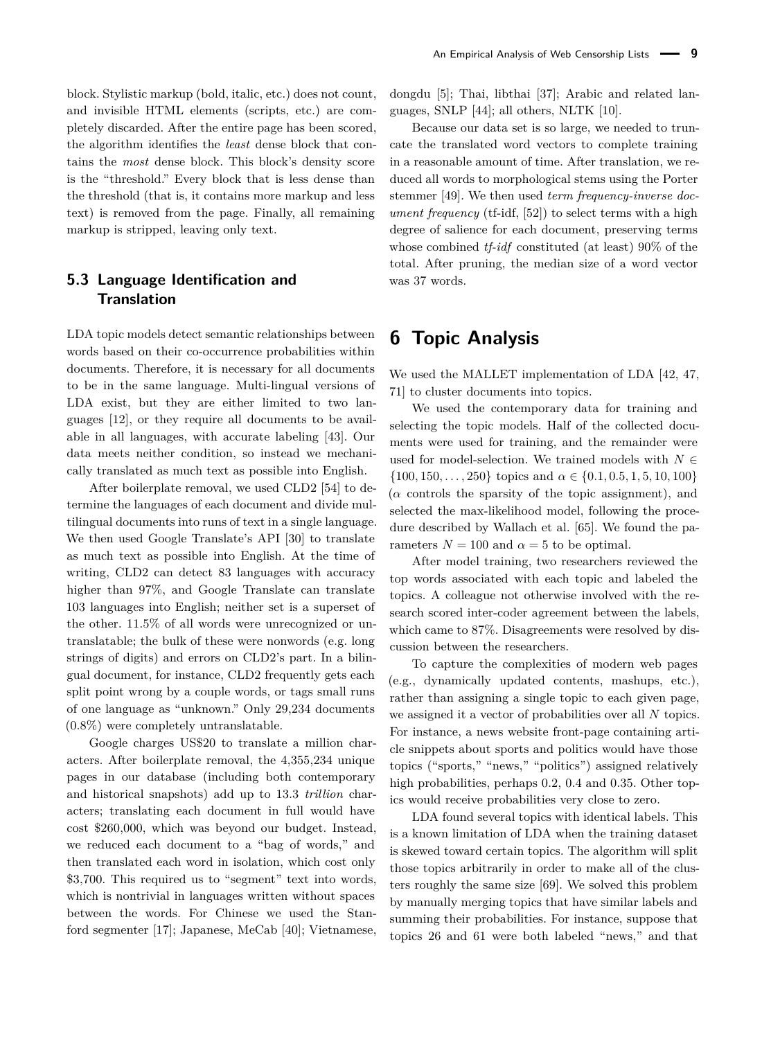block. Stylistic markup (bold, italic, etc.) does not count, and invisible HTML elements (scripts, etc.) are completely discarded. After the entire page has been scored, the algorithm identifies the *least* dense block that contains the *most* dense block. This block's density score is the "threshold." Every block that is less dense than the threshold (that is, it contains more markup and less text) is removed from the page. Finally, all remaining markup is stripped, leaving only text.

### 5.3 Language Identification and Translation

LDA topic models detect semantic relationships between words based on their co-occurrence probabilities within documents. Therefore, it is necessary for all documents to be in the same language. Multi-lingual versions of LDA exist, but they are either limited to two languages [12], or they require all documents to be available in all languages, with accurate labeling [43]. Our data meets neither condition, so instead we mechanically translated as much text as possible into English.

After boilerplate removal, we used CLD2 [54] to determine the languages of each document and divide multilingual documents into runs of text in a single language. We then used Google Translate's API [30] to translate as much text as possible into English. At the time of writing, CLD2 can detect 83 languages with accuracy higher than 97%, and Google Translate can translate 103 languages into English; neither set is a superset of the other. 11.5% of all words were unrecognized or untranslatable; the bulk of these were nonwords (e.g. long strings of digits) and errors on CLD2's part. In a bilingual document, for instance, CLD2 frequently gets each split point wrong by a couple words, or tags small runs of one language as "unknown." Only 29,234 documents (0.8%) were completely untranslatable.

Google charges US$20 to translate a million characters. After boilerplate removal, the 4,355,234 unique pages in our database (including both contemporary and historical snapshots) add up to 13.3 *trillion* characters; translating each document in full would have cost $260,000, which was beyond our budget. Instead, we reduced each document to a "bag of words," and then translated each word in isolation, which cost only $3,700. This required us to "segment" text into words, which is nontrivial in languages written without spaces between the words. For Chinese we used the Stanford segmenter [17]; Japanese, MeCab [40]; Vietnamese, dongdu [5]; Thai, libthai [37]; Arabic and related languages, SNLP [44]; all others, NLTK [10].

Because our data set is so large, we needed to truncate the translated word vectors to complete training in a reasonable amount of time. After translation, we reduced all words to morphological stems using the Porter stemmer [49]. We then used *term frequency-inverse document frequency* (tf-idf, [52]) to select terms with a high degree of salience for each document, preserving terms whose combined *tf-idf* constituted (at least) 90% of the total. After pruning, the median size of a word vector was 37 words.

## 6 Topic Analysis

We used the MALLET implementation of LDA [42, 47, 71] to cluster documents into topics.

We used the contemporary data for training and selecting the topic models. Half of the collected documents were used for training, and the remainder were used for model-selection. We trained models with $N \in \{100, 150, \ldots, 250\}$ topics and $\alpha \in \{0.1, 0.5, 1, 5, 10, 100\}$ ($\alpha$ controls the sparsity of the topic assignment), and selected the max-likelihood model, following the procedure described by Wallach et al. [65]. We found the parameters $N = 100$ and $\alpha = 5$ to be optimal.

After model training, two researchers reviewed the top words associated with each topic and labeled the topics. A colleague not otherwise involved with the research scored inter-coder agreement between the labels, which came to 87%. Disagreements were resolved by discussion between the researchers.

To capture the complexities of modern web pages (e.g., dynamically updated contents, mashups, etc.), rather than assigning a single topic to each given page, we assigned it a vector of probabilities over all $N$ topics. For instance, a news website front-page containing article snippets about sports and politics would have those topics ("sports," "news," "politics") assigned relatively high probabilities, perhaps 0.2, 0.4 and 0.35. Other topics would receive probabilities very close to zero.

LDA found several topics with identical labels. This is a known limitation of LDA when the training dataset is skewed toward certain topics. The algorithm will split those topics arbitrarily in order to make all of the clusters roughly the same size [69]. We solved this problem by manually merging topics that have similar labels and summing their probabilities. For instance, suppose that topics 26 and 61 were both labeled "news," and that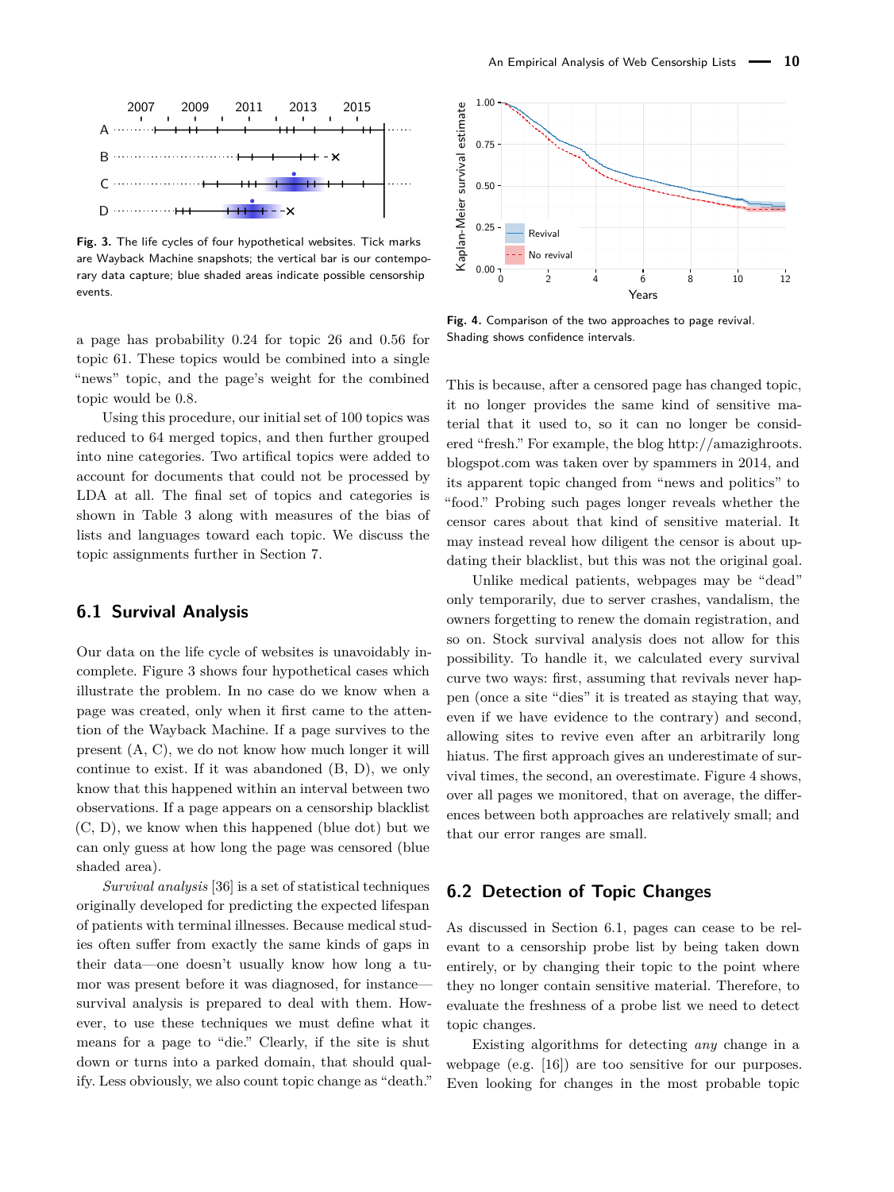Fig. 3. The life cycles of four hypothetical websites. Tick marks are Wayback Machine snapshots; the vertical bar is our contemporary data capture; blue shaded areas indicate possible censorship events.

Fig. 4. Comparison of the two approaches to page revival. Shading shows confidence intervals.

a page has probability 0.24 for topic 26 and 0.56 for topic 61. These topics would be combined into a single "news" topic, and the page's weight for the combined topic would be 0.8.

Using this procedure, our initial set of 100 topics was reduced to 64 merged topics, and then further grouped into nine categories. Two artifical topics were added to account for documents that could not be processed by LDA at all. The final set of topics and categories is shown in Table 3 along with measures of the bias of lists and languages toward each topic. We discuss the topic assignments further in Section 7.

## 6.1 Survival Analysis

Our data on the life cycle of websites is unavoidably incomplete. Figure 3 shows four hypothetical cases which illustrate the problem. In no case do we know when a page was created, only when it first came to the attention of the Wayback Machine. If a page survives to the present (A, C), we do not know how much longer it will continue to exist. If it was abandoned (B, D), we only know that this happened within an interval between two observations. If a page appears on a censorship blacklist (C, D), we know when this happened (blue dot) but we can only guess at how long the page was censored (blue shaded area).

*Survival analysis* [36] is a set of statistical techniques originally developed for predicting the expected lifespan of patients with terminal illnesses. Because medical studies often suffer from exactly the same kinds of gaps in their data—one doesn't usually know how long a tumor was present before it was diagnosed, for instance—survival analysis is prepared to deal with them. However, to use these techniques we must define what it means for a page to "die." Clearly, if the site is shut down or turns into a parked domain, that should qualify. Less obviously, we also count topic change as "death." This is because, after a censored page has changed topic, it no longer provides the same kind of sensitive material that it used to, so it can no longer be considered "fresh." For example, the blog http://amazighroots.blogspot.com was taken over by spammers in 2014, and its apparent topic changed from "news and politics" to "food." Probing such pages longer reveals whether the censor cares about that kind of sensitive material. It may instead reveal how diligent the censor is about updating their blacklist, but this was not the original goal.

Unlike medical patients, webpages may be "dead" only temporarily, due to server crashes, vandalism, the owners forgetting to renew the domain registration, and so on. Stock survival analysis does not allow for this possibility. To handle it, we calculated every survival curve two ways: first, assuming that revivals never happen (once a site "dies" it is treated as staying that way, even if we have evidence to the contrary) and second, allowing sites to revive even after an arbitrarily long hiatus. The first approach gives an underestimate of survival times, the second, an overestimate. Figure 4 shows, over all pages we monitored, that on average, the differences between both approaches are relatively small; and that our error ranges are small.

## 6.2 Detection of Topic Changes

As discussed in Section 6.1, pages can cease to be relevant to a censorship probe list by being taken down entirely, or by changing their topic to the point where they no longer contain sensitive material. Therefore, to evaluate the freshness of a probe list we need to detect topic changes.

Existing algorithms for detecting *any* change in a webpage (e.g. [16]) are too sensitive for our purposes. Even looking for changes in the most probable topic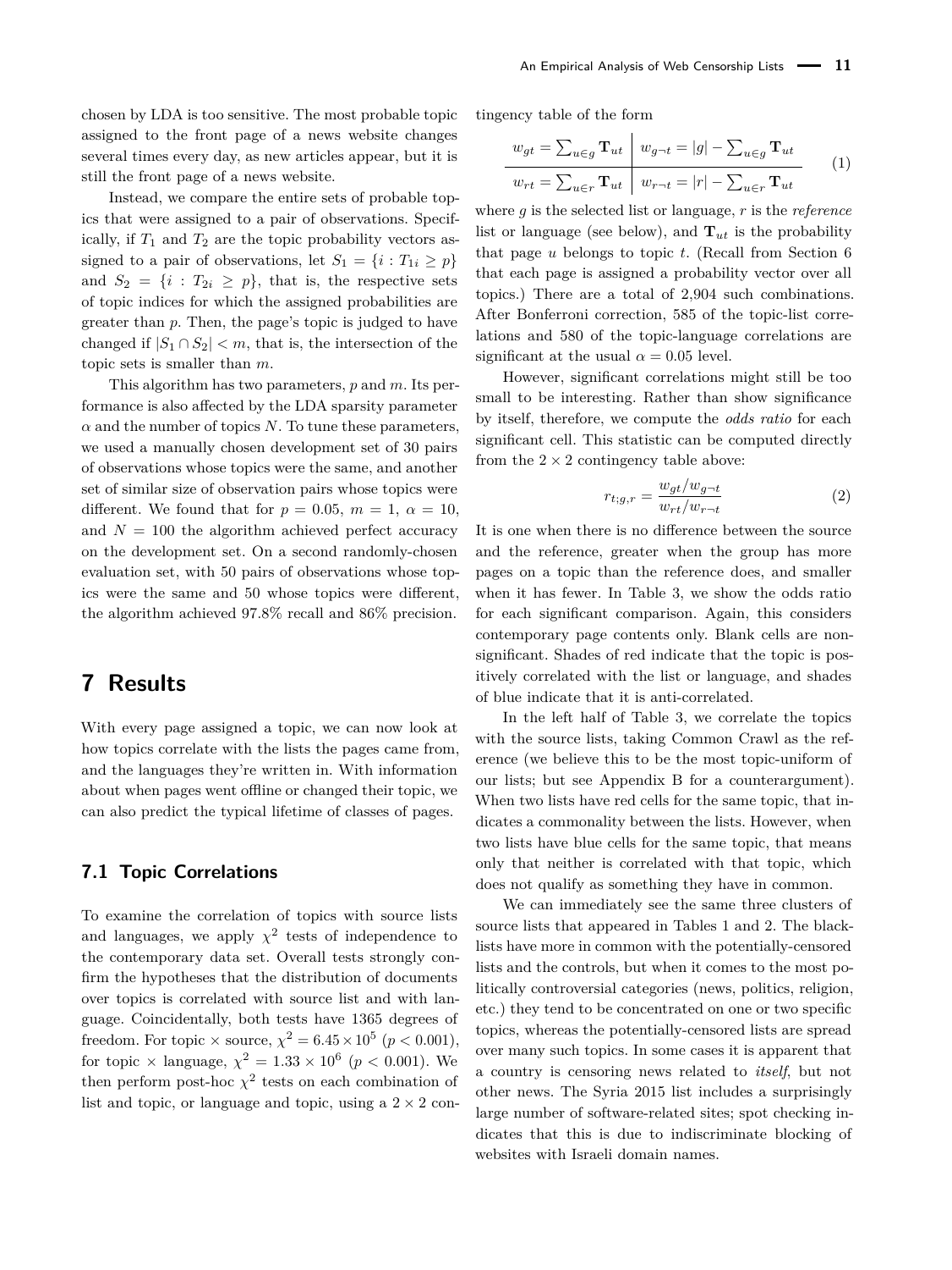chosen by LDA is too sensitive. The most probable topic assigned to the front page of a news website changes several times every day, as new articles appear, but it is still the front page of a news website.

Instead, we compare the entire sets of probable topics that were assigned to a pair of observations. Specifically, if $T_1$ and $T_2$ are the topic probability vectors assigned to a pair of observations, let $S_1 = \{i : T_{1i} \geq p\}$ and $S_2 = \{i : T_{2i} \geq p\}$, that is, the respective sets of topic indices for which the assigned probabilities are greater than $p$. Then, the page's topic is judged to have changed if $|S_1 \cap S_2| < m$, that is, the intersection of the topic sets is smaller than $m$.

This algorithm has two parameters, $p$ and $m$. Its performance is also affected by the LDA sparsity parameter $\alpha$ and the number of topics $N$. To tune these parameters, we used a manually chosen development set of 30 pairs of observations whose topics were the same, and another set of similar size of observation pairs whose topics were different. We found that for $p = 0.05$, $m = 1$, $\alpha = 10$, and $N = 100$ the algorithm achieved perfect accuracy on the development set. On a second randomly-chosen evaluation set, with 50 pairs of observations whose topics were the same and 50 whose topics were different, the algorithm achieved 97.8% recall and 86% precision.

# 7 Results

With every page assigned a topic, we can now look at how topics correlate with the lists the pages came from, and the languages they're written in. With information about when pages went offline or changed their topic, we can also predict the typical lifetime of classes of pages.

## 7.1 Topic Correlations

To examine the correlation of topics with source lists and languages, we apply $\chi^2$ tests of independence to the contemporary data set. Overall tests strongly confirm the hypotheses that the distribution of documents over topics is correlated with source list and with language. Coincidentally, both tests have 1365 degrees of freedom. For topic × source, $\chi^2 = 6.45 \times 10^5$ ($p < 0.001$), for topic × language, $\chi^2 = 1.33 \times 10^6$ ($p < 0.001$). We then perform post-hoc $\chi^2$ tests on each combination of list and topic, or language and topic, using a $2 \times 2$ contingency table of the form

$$\begin{array}{c|c} w_{gt} = \sum_{u \in g} \mathbf{T}_{ut} & w_{g\neg t} = |g| - \sum_{u \in g} \mathbf{T}_{ut} \\ \hline w_{rt} = \sum_{u \in r} \mathbf{T}_{ut} & w_{r\neg t} = |r| - \sum_{u \in r} \mathbf{T}_{ut} \end{array} \tag{1}$$

where $g$ is the selected list or language, $r$ is the *reference* list or language (see below), and $\mathbf{T}_{ut}$ is the probability that page $u$ belongs to topic $t$. (Recall from Section 6 that each page is assigned a probability vector over all topics.) There are a total of 2,904 such combinations. After Bonferroni correction, 585 of the topic-list correlations and 580 of the topic-language correlations are significant at the usual $\alpha = 0.05$ level.

However, significant correlations might still be too small to be interesting. Rather than show significance by itself, therefore, we compute the *odds ratio* for each significant cell. This statistic can be computed directly from the $2 \times 2$ contingency table above:

$$r_{t;g,r} = \frac{w_{gt}/w_{g\neg t}}{w_{rt}/w_{r\neg t}} \tag{2}$$

It is one when there is no difference between the source and the reference, greater when the group has more pages on a topic than the reference does, and smaller when it has fewer. In Table 3, we show the odds ratio for each significant comparison. Again, this considers contemporary page contents only. Blank cells are non-significant. Shades of red indicate that the topic is positively correlated with the list or language, and shades of blue indicate that it is anti-correlated.

In the left half of Table 3, we correlate the topics with the source lists, taking Common Crawl as the reference (we believe this to be the most topic-uniform of our lists; but see Appendix B for a counterargument). When two lists have red cells for the same topic, that indicates a commonality between the lists. However, when two lists have blue cells for the same topic, that means only that neither is correlated with that topic, which does not qualify as something they have in common.

We can immediately see the same three clusters of source lists that appeared in Tables 1 and 2. The blacklists have more in common with the potentially-censored lists and the controls, but when it comes to the most politically controversial categories (news, politics, religion, etc.) they tend to be concentrated on one or two specific topics, whereas the potentially-censored lists are spread over many such topics. In some cases it is apparent that a country is censoring news related to *itself*, but not other news. The Syria 2015 list includes a surprisingly large number of software-related sites; spot checking indicates that this is due to indiscriminate blocking of websites with Israeli domain names.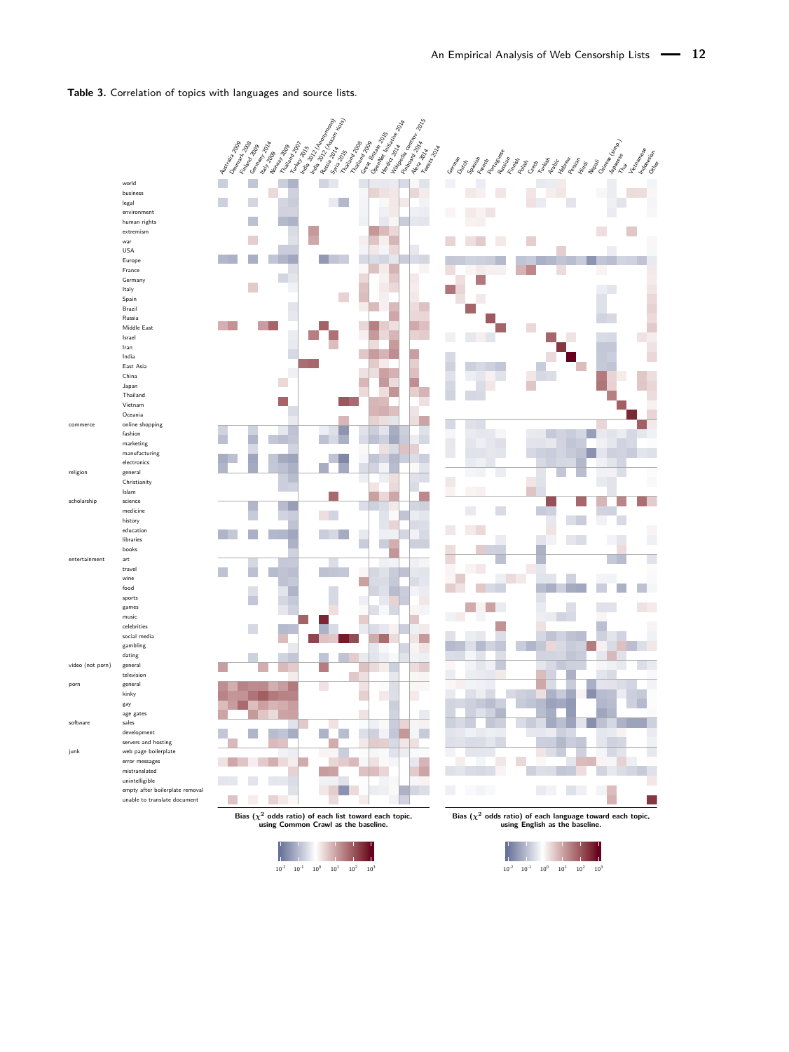**Table 3.** Correlation of topics with languages and source lists.

Column headers (lists): Australia 2009, Denmark 2008, Finland 2009, Germany 2014, Italy 2009, Norway 2009, Thailand 2007, Turkey 2015, India 2012 (Anonymous), India 2012 (Assam riots), Russia 2014, Syria 2015, Thailand 2008, Great Britain 2015, OpenNet Initiative 2014, Herdict 2014, Wikipedia controv. 2015, Pinboard 2014, Alexa 2014, Tweets 2014

Column headers (languages): German, Dutch, Spanish, French, Portuguese, Russian, Finnish, Polish, Czech, Turkish, Arabic, Hebrew, Persian, Hindi, Nepali, Chinese (simp.), Japanese, Thai, Vietnamese, Indonesian, Other

Row labels:

- world, business, legal, environment, human rights, extremism, war, USA, Europe, France, Germany, Italy, Spain, Brazil, Russia, Middle East, Israel, Iran, India, East Asia, China, Japan, Thailand, Vietnam, Oceania
- commerce: online shopping, fashion, marketing, manufacturing, electronics
- religion: general, Christianity, Islam
- scholarship: science, medicine, history, education, libraries, books
- entertainment: art, travel, wine, food, sports, games, music, celebrities, social media, gambling, dating
- video (not porn): general, television
- porn: general, kinky, gay, age gates
- software: sales, development, servers and hosting
- junk: web page boilerplate, error messages, mistranslated, unintelligible, empty after boilerplate removal, unable to translate document

Bias ($\chi^2$ odds ratio) of each list toward each topic, using Common Crawl as the baseline.

Bias ($\chi^2$ odds ratio) of each language toward each topic, using English as the baseline.

Color scale: $10^{-2}$ $10^{-1}$ $10^{0}$ $10^{1}$ $10^{2}$ $10^{3}$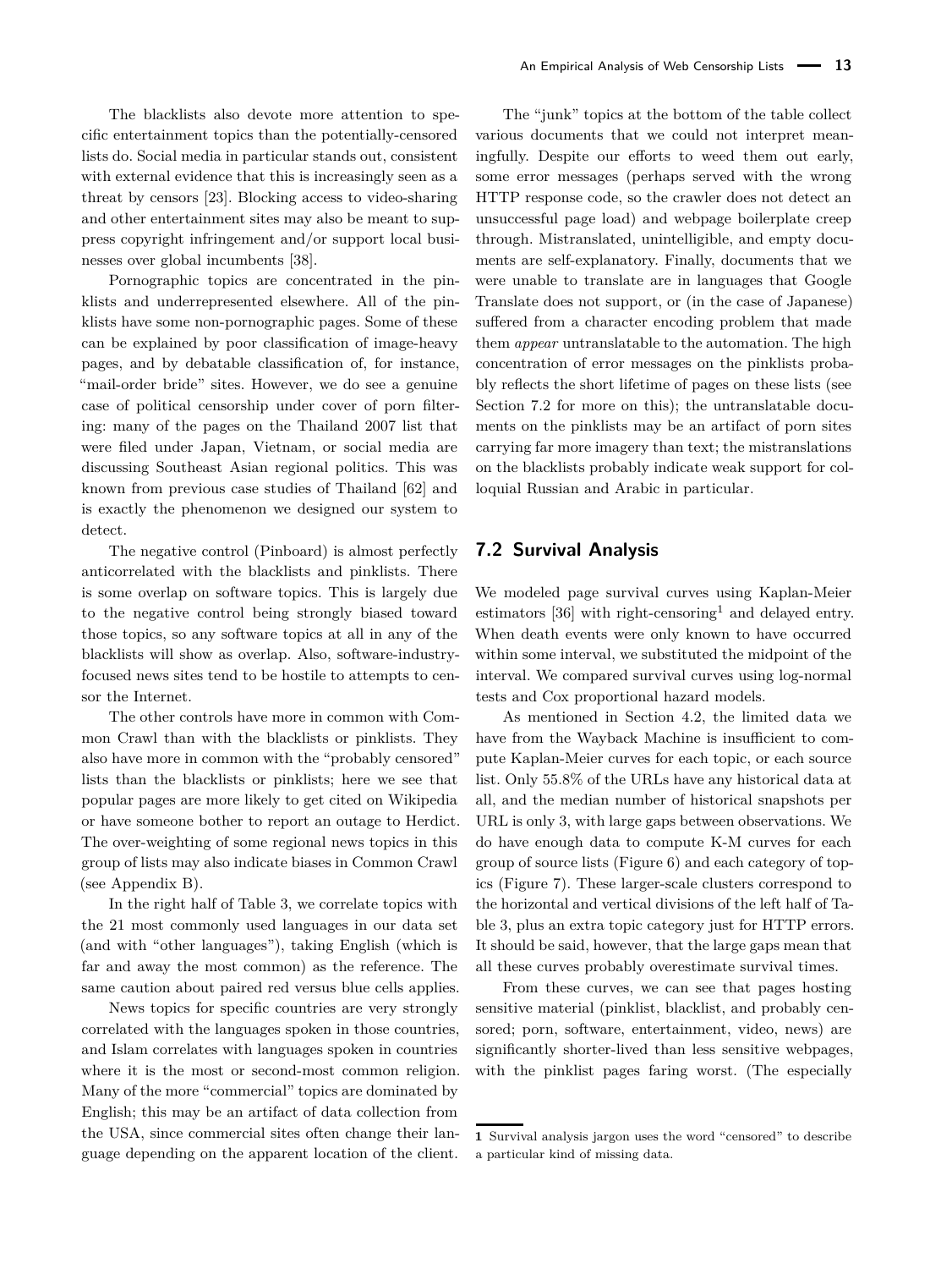The blacklists also devote more attention to specific entertainment topics than the potentially-censored lists do. Social media in particular stands out, consistent with external evidence that this is increasingly seen as a threat by censors [23]. Blocking access to video-sharing and other entertainment sites may also be meant to suppress copyright infringement and/or support local businesses over global incumbents [38].

Pornographic topics are concentrated in the pinklists and underrepresented elsewhere. All of the pinklists have some non-pornographic pages. Some of these can be explained by poor classification of image-heavy pages, and by debatable classification of, for instance, "mail-order bride" sites. However, we do see a genuine case of political censorship under cover of porn filtering: many of the pages on the Thailand 2007 list that were filed under Japan, Vietnam, or social media are discussing Southeast Asian regional politics. This was known from previous case studies of Thailand [62] and is exactly the phenomenon we designed our system to detect.

The negative control (Pinboard) is almost perfectly anticorrelated with the blacklists and pinklists. There is some overlap on software topics. This is largely due to the negative control being strongly biased toward those topics, so any software topics at all in any of the blacklists will show as overlap. Also, software-industry-focused news sites tend to be hostile to attempts to censor the Internet.

The other controls have more in common with Common Crawl than with the blacklists or pinklists. They also have more in common with the "probably censored" lists than the blacklists or pinklists; here we see that popular pages are more likely to get cited on Wikipedia or have someone bother to report an outage to Herdict. The over-weighting of some regional news topics in this group of lists may also indicate biases in Common Crawl (see Appendix B).

In the right half of Table 3, we correlate topics with the 21 most commonly used languages in our data set (and with "other languages"), taking English (which is far and away the most common) as the reference. The same caution about paired red versus blue cells applies.

News topics for specific countries are very strongly correlated with the languages spoken in those countries, and Islam correlates with languages spoken in countries where it is the most or second-most common religion. Many of the more "commercial" topics are dominated by English; this may be an artifact of data collection from the USA, since commercial sites often change their language depending on the apparent location of the client.

The "junk" topics at the bottom of the table collect various documents that we could not interpret meaningfully. Despite our efforts to weed them out early, some error messages (perhaps served with the wrong HTTP response code, so the crawler does not detect an unsuccessful page load) and webpage boilerplate creep through. Mistranslated, unintelligible, and empty documents are self-explanatory. Finally, documents that we were unable to translate are in languages that Google Translate does not support, or (in the case of Japanese) suffered from a character encoding problem that made them *appear* untranslatable to the automation. The high concentration of error messages on the pinklists probably reflects the short lifetime of pages on these lists (see Section 7.2 for more on this); the untranslatable documents on the pinklists may be an artifact of porn sites carrying far more imagery than text; the mistranslations on the blacklists probably indicate weak support for colloquial Russian and Arabic in particular.

## 7.2 Survival Analysis

We modeled page survival curves using Kaplan-Meier estimators [36] with right-censoring[1] and delayed entry. When death events were only known to have occurred within some interval, we substituted the midpoint of the interval. We compared survival curves using log-normal tests and Cox proportional hazard models.

As mentioned in Section 4.2, the limited data we have from the Wayback Machine is insufficient to compute Kaplan-Meier curves for each topic, or each source list. Only 55.8% of the URLs have any historical data at all, and the median number of historical snapshots per URL is only 3, with large gaps between observations. We do have enough data to compute K-M curves for each group of source lists (Figure 6) and each category of topics (Figure 7). These larger-scale clusters correspond to the horizontal and vertical divisions of the left half of Table 3, plus an extra topic category just for HTTP errors. It should be said, however, that the large gaps mean that all these curves probably overestimate survival times.

From these curves, we can see that pages hosting sensitive material (pinklist, blacklist, and probably censored; porn, software, entertainment, video, news) are significantly shorter-lived than less sensitive webpages, with the pinklist pages faring worst. (The especially

[1] Survival analysis jargon uses the word "censored" to describe a particular kind of missing data.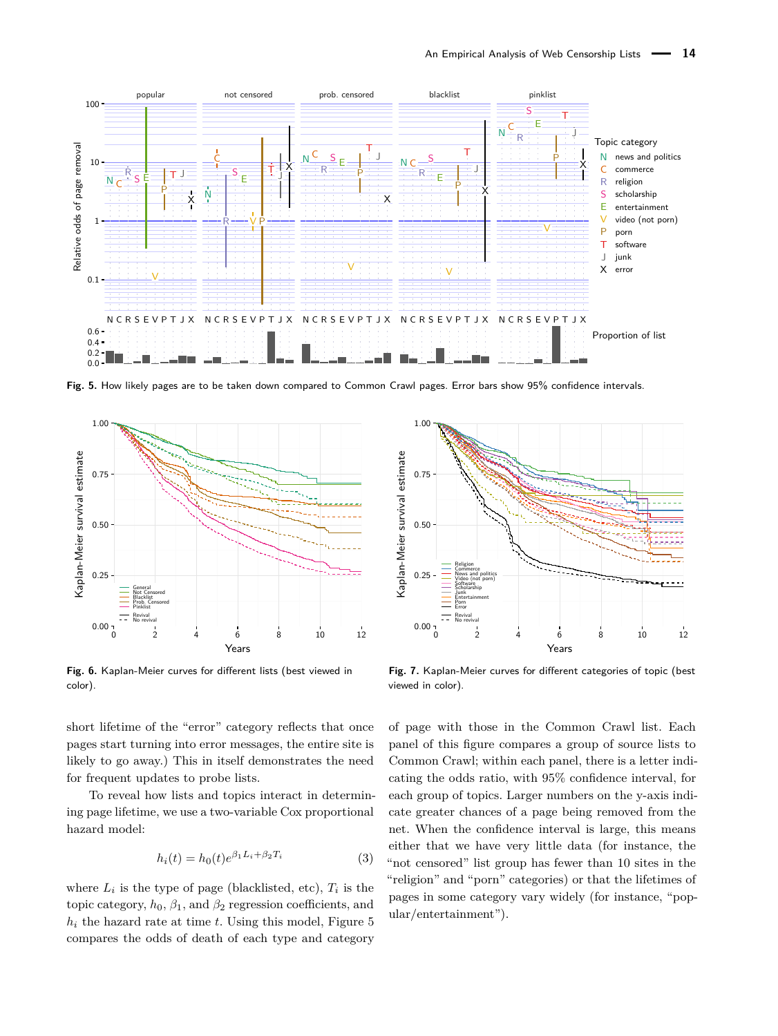Fig. 5. How likely pages are to be taken down compared to Common Crawl pages. Error bars show 95% confidence intervals.

Fig. 6. Kaplan-Meier curves for different lists (best viewed in color).

Fig. 7. Kaplan-Meier curves for different categories of topic (best viewed in color).

short lifetime of the “error” category reflects that once pages start turning into error messages, the entire site is likely to go away.) This in itself demonstrates the need for frequent updates to probe lists.

To reveal how lists and topics interact in determining page lifetime, we use a two-variable Cox proportional hazard model:

$$h_i(t) = h_0(t)e^{\beta_1 L_i + \beta_2 T_i} \tag{3}$$

where $L_i$ is the type of page (blacklisted, etc), $T_i$ is the topic category, $h_0$, $\beta_1$, and $\beta_2$ regression coefficients, and $h_i$ the hazard rate at time $t$. Using this model, Figure 5 compares the odds of death of each type and category of page with those in the Common Crawl list. Each panel of this figure compares a group of source lists to Common Crawl; within each panel, there is a letter indicating the odds ratio, with 95% confidence interval, for each group of topics. Larger numbers on the y-axis indicate greater chances of a page being removed from the net. When the confidence interval is large, this means either that we have very little data (for instance, the “not censored” list group has fewer than 10 sites in the “religion” and “porn” categories) or that the lifetimes of pages in some category vary widely (for instance, “popular/entertainment”).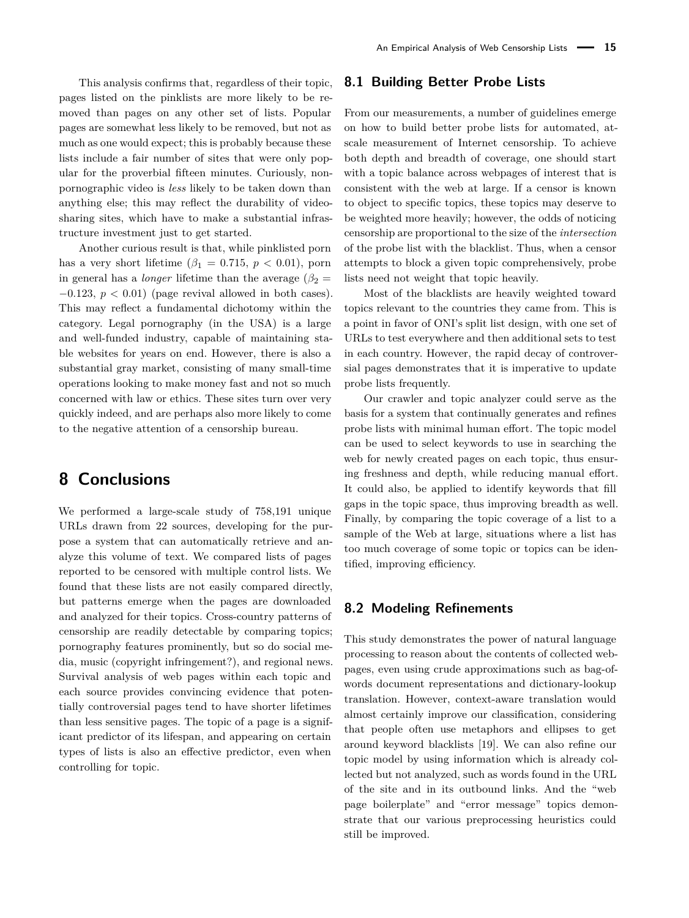This analysis confirms that, regardless of their topic, pages listed on the pinklists are more likely to be removed than pages on any other set of lists. Popular pages are somewhat less likely to be removed, but not as much as one would expect; this is probably because these lists include a fair number of sites that were only popular for the proverbial fifteen minutes. Curiously, non-pornographic video is *less* likely to be taken down than anything else; this may reflect the durability of video-sharing sites, which have to make a substantial infrastructure investment just to get started.

Another curious result is that, while pinklisted porn has a very short lifetime ($\beta_1 = 0.715$, $p < 0.01$), porn in general has a *longer* lifetime than the average ($\beta_2 = -0.123$, $p < 0.01$) (page revival allowed in both cases). This may reflect a fundamental dichotomy within the category. Legal pornography (in the USA) is a large and well-funded industry, capable of maintaining stable websites for years on end. However, there is also a substantial gray market, consisting of many small-time operations looking to make money fast and not so much concerned with law or ethics. These sites turn over very quickly indeed, and are perhaps also more likely to come to the negative attention of a censorship bureau.

# 8 Conclusions

We performed a large-scale study of 758,191 unique URLs drawn from 22 sources, developing for the purpose a system that can automatically retrieve and analyze this volume of text. We compared lists of pages reported to be censored with multiple control lists. We found that these lists are not easily compared directly, but patterns emerge when the pages are downloaded and analyzed for their topics. Cross-country patterns of censorship are readily detectable by comparing topics; pornography features prominently, but so do social media, music (copyright infringement?), and regional news. Survival analysis of web pages within each topic and each source provides convincing evidence that potentially controversial pages tend to have shorter lifetimes than less sensitive pages. The topic of a page is a significant predictor of its lifespan, and appearing on certain types of lists is also an effective predictor, even when controlling for topic.

## 8.1 Building Better Probe Lists

From our measurements, a number of guidelines emerge on how to build better probe lists for automated, at-scale measurement of Internet censorship. To achieve both depth and breadth of coverage, one should start with a topic balance across webpages of interest that is consistent with the web at large. If a censor is known to object to specific topics, these topics may deserve to be weighted more heavily; however, the odds of noticing censorship are proportional to the size of the *intersection* of the probe list with the blacklist. Thus, when a censor attempts to block a given topic comprehensively, probe lists need not weight that topic heavily.

Most of the blacklists are heavily weighted toward topics relevant to the countries they came from. This is a point in favor of ONI's split list design, with one set of URLs to test everywhere and then additional sets to test in each country. However, the rapid decay of controversial pages demonstrates that it is imperative to update probe lists frequently.

Our crawler and topic analyzer could serve as the basis for a system that continually generates and refines probe lists with minimal human effort. The topic model can be used to select keywords to use in searching the web for newly created pages on each topic, thus ensuring freshness and depth, while reducing manual effort. It could also, be applied to identify keywords that fill gaps in the topic space, thus improving breadth as well. Finally, by comparing the topic coverage of a list to a sample of the Web at large, situations where a list has too much coverage of some topic or topics can be identified, improving efficiency.

## 8.2 Modeling Refinements

This study demonstrates the power of natural language processing to reason about the contents of collected webpages, even using crude approximations such as bag-of-words document representations and dictionary-lookup translation. However, context-aware translation would almost certainly improve our classification, considering that people often use metaphors and ellipses to get around keyword blacklists [19]. We can also refine our topic model by using information which is already collected but not analyzed, such as words found in the URL of the site and in its outbound links. And the "web page boilerplate" and "error message" topics demonstrate that our various preprocessing heuristics could still be improved.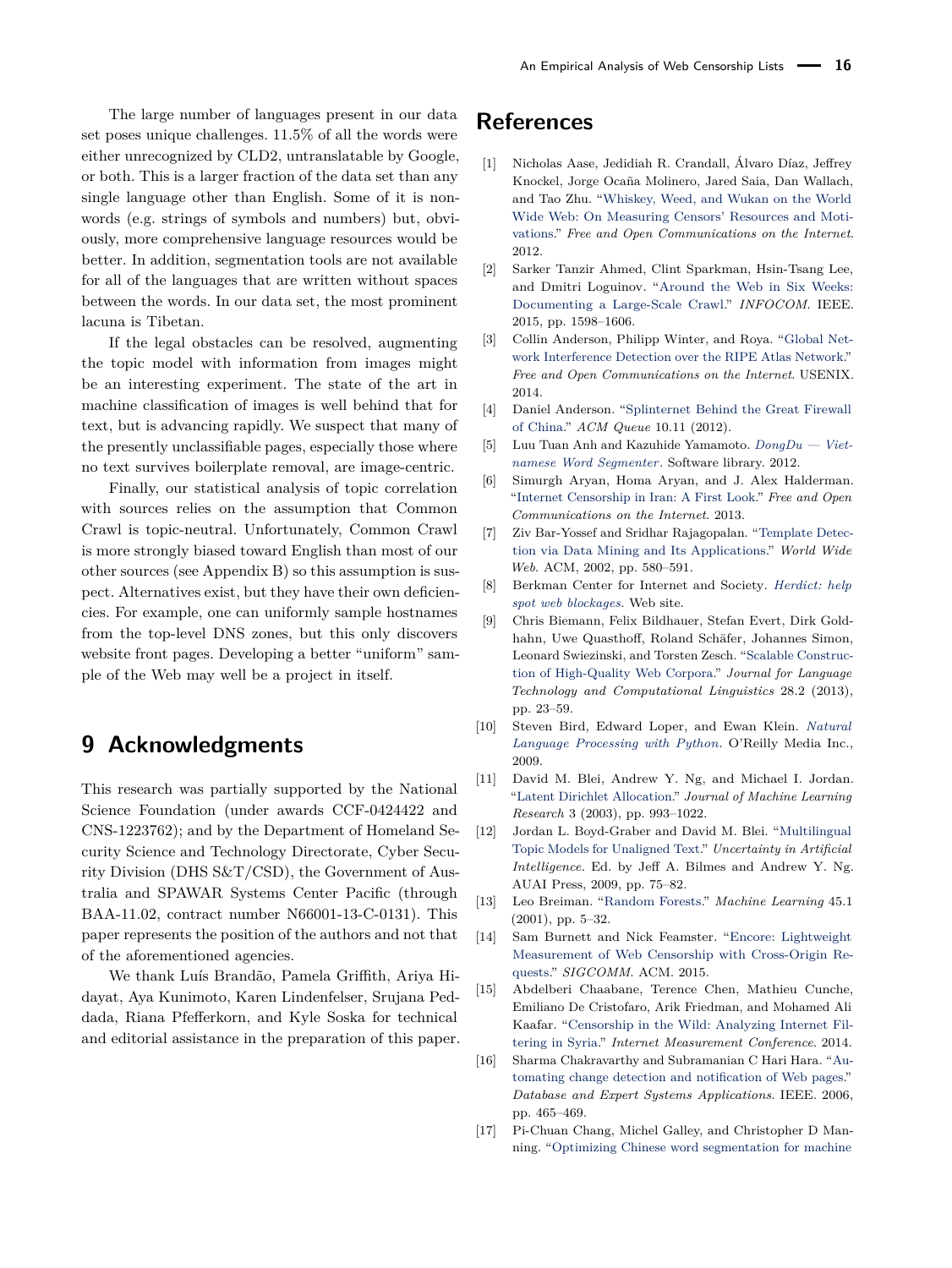The large number of languages present in our data set poses unique challenges. 11.5% of all the words were either unrecognized by CLD2, untranslatable by Google, or both. This is a larger fraction of the data set than any single language other than English. Some of it is non-words (e.g. strings of symbols and numbers) but, obviously, more comprehensive language resources would be better. In addition, segmentation tools are not available for all of the languages that are written without spaces between the words. In our data set, the most prominent lacuna is Tibetan.

If the legal obstacles can be resolved, augmenting the topic model with information from images might be an interesting experiment. The state of the art in machine classification of images is well behind that for text, but is advancing rapidly. We suspect that many of the presently unclassifiable pages, especially those where no text survives boilerplate removal, are image-centric.

Finally, our statistical analysis of topic correlation with sources relies on the assumption that Common Crawl is topic-neutral. Unfortunately, Common Crawl is more strongly biased toward English than most of our other sources (see Appendix B) so this assumption is suspect. Alternatives exist, but they have their own deficiencies. For example, one can uniformly sample hostnames from the top-level DNS zones, but this only discovers website front pages. Developing a better "uniform" sample of the Web may well be a project in itself.

## 9 Acknowledgments

This research was partially supported by the National Science Foundation (under awards CCF-0424422 and CNS-1223762); and by the Department of Homeland Security Science and Technology Directorate, Cyber Security Division (DHS S&T/CSD), the Government of Australia and SPAWAR Systems Center Pacific (through BAA-11.02, contract number N66001-13-C-0131). This paper represents the position of the authors and not that of the aforementioned agencies.

We thank Luís Brandão, Pamela Griffith, Ariya Hidayat, Aya Kunimoto, Karen Lindenfelser, Srujana Peddada, Riana Pfefferkorn, and Kyle Soska for technical and editorial assistance in the preparation of this paper.

## References

[1] Nicholas Aase, Jedidiah R. Crandall, Álvaro Díaz, Jeffrey Knockel, Jorge Ocaña Molinero, Jared Saia, Dan Wallach, and Tao Zhu. "Whiskey, Weed, and Wukan on the World Wide Web: On Measuring Censors' Resources and Motivations." *Free and Open Communications on the Internet*. 2012.

[2] Sarker Tanzir Ahmed, Clint Sparkman, Hsin-Tsang Lee, and Dmitri Loguinov. "Around the Web in Six Weeks: Documenting a Large-Scale Crawl." *INFOCOM*. IEEE. 2015, pp. 1598–1606.

[3] Collin Anderson, Philipp Winter, and Roya. "Global Network Interference Detection over the RIPE Atlas Network." *Free and Open Communications on the Internet*. USENIX. 2014.

[4] Daniel Anderson. "Splinternet Behind the Great Firewall of China." *ACM Queue* 10.11 (2012).

[5] Luu Tuan Anh and Kazuhide Yamamoto. *DongDu — Vietnamese Word Segmenter*. Software library. 2012.

[6] Simurgh Aryan, Homa Aryan, and J. Alex Halderman. "Internet Censorship in Iran: A First Look." *Free and Open Communications on the Internet*. 2013.

[7] Ziv Bar-Yossef and Sridhar Rajagopalan. "Template Detection via Data Mining and Its Applications." *World Wide Web*. ACM, 2002, pp. 580–591.

[8] Berkman Center for Internet and Society. *Herdict: help spot web blockages*. Web site.

[9] Chris Biemann, Felix Bildhauer, Stefan Evert, Dirk Goldhahn, Uwe Quasthoff, Roland Schäfer, Johannes Simon, Leonard Swiezinski, and Torsten Zesch. "Scalable Construction of High-Quality Web Corpora." *Journal for Language Technology and Computational Linguistics* 28.2 (2013), pp. 23–59.

[10] Steven Bird, Edward Loper, and Ewan Klein. *Natural Language Processing with Python*. O'Reilly Media Inc., 2009.

[11] David M. Blei, Andrew Y. Ng, and Michael I. Jordan. "Latent Dirichlet Allocation." *Journal of Machine Learning Research* 3 (2003), pp. 993–1022.

[12] Jordan L. Boyd-Graber and David M. Blei. "Multilingual Topic Models for Unaligned Text." *Uncertainty in Artificial Intelligence*. Ed. by Jeff A. Bilmes and Andrew Y. Ng. AUAI Press, 2009, pp. 75–82.

[13] Leo Breiman. "Random Forests." *Machine Learning* 45.1 (2001), pp. 5–32.

[14] Sam Burnett and Nick Feamster. "Encore: Lightweight Measurement of Web Censorship with Cross-Origin Requests." *SIGCOMM*. ACM. 2015.

[15] Abdelberi Chaabane, Terence Chen, Mathieu Cunche, Emiliano De Cristofaro, Arik Friedman, and Mohamed Ali Kaafar. "Censorship in the Wild: Analyzing Internet Filtering in Syria." *Internet Measurement Conference*. 2014.

[16] Sharma Chakravarthy and Subramanian C Hari Hara. "Automating change detection and notification of Web pages." *Database and Expert Systems Applications*. IEEE. 2006, pp. 465–469.

[17] Pi-Chuan Chang, Michel Galley, and Christopher D Manning. "Optimizing Chinese word segmentation for machine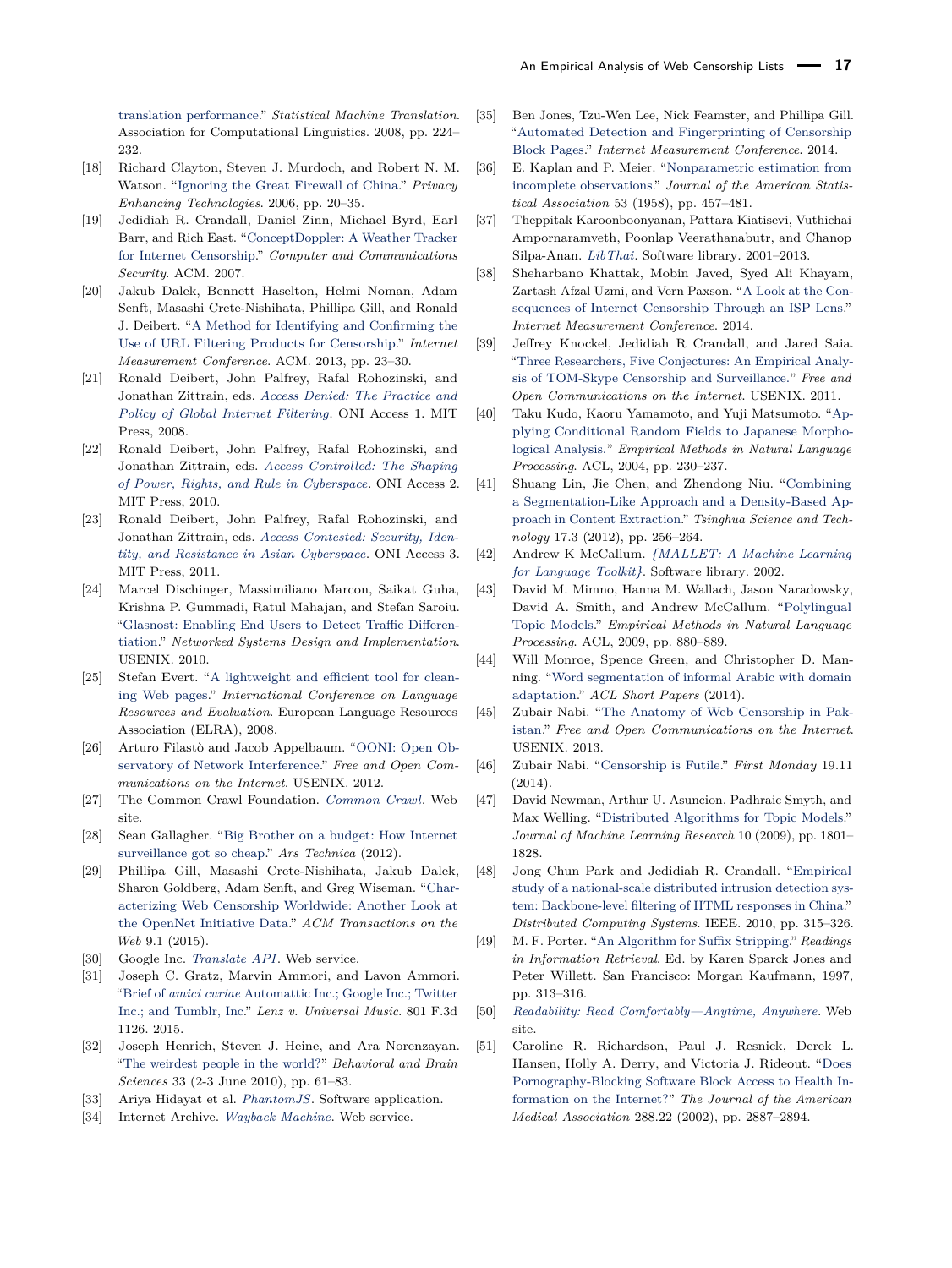translation performance." *Statistical Machine Translation*. Association for Computational Linguistics. 2008, pp. 224–232.

[18] Richard Clayton, Steven J. Murdoch, and Robert N. M. Watson. "Ignoring the Great Firewall of China." *Privacy Enhancing Technologies*. 2006, pp. 20–35.

[19] Jedidiah R. Crandall, Daniel Zinn, Michael Byrd, Earl Barr, and Rich East. "ConceptDoppler: A Weather Tracker for Internet Censorship." *Computer and Communications Security*. ACM. 2007.

[20] Jakub Dalek, Bennett Haselton, Helmi Noman, Adam Senft, Masashi Crete-Nishihata, Phillipa Gill, and Ronald J. Deibert. "A Method for Identifying and Confirming the Use of URL Filtering Products for Censorship." *Internet Measurement Conference*. ACM. 2013, pp. 23–30.

[21] Ronald Deibert, John Palfrey, Rafal Rohozinski, and Jonathan Zittrain, eds. *Access Denied: The Practice and Policy of Global Internet Filtering*. ONI Access 1. MIT Press, 2008.

[22] Ronald Deibert, John Palfrey, Rafal Rohozinski, and Jonathan Zittrain, eds. *Access Controlled: The Shaping of Power, Rights, and Rule in Cyberspace*. ONI Access 2. MIT Press, 2010.

[23] Ronald Deibert, John Palfrey, Rafal Rohozinski, and Jonathan Zittrain, eds. *Access Contested: Security, Identity, and Resistance in Asian Cyberspace*. ONI Access 3. MIT Press, 2011.

[24] Marcel Dischinger, Massimiliano Marcon, Saikat Guha, Krishna P. Gummadi, Ratul Mahajan, and Stefan Saroiu. "Glasnost: Enabling End Users to Detect Traffic Differentiation." *Networked Systems Design and Implementation*. USENIX. 2010.

[25] Stefan Evert. "A lightweight and efficient tool for cleaning Web pages." *International Conference on Language Resources and Evaluation*. European Language Resources Association (ELRA), 2008.

[26] Arturo Filastò and Jacob Appelbaum. "OONI: Open Observatory of Network Interference." *Free and Open Communications on the Internet*. USENIX. 2012.

[27] The Common Crawl Foundation. *Common Crawl*. Web site.

[28] Sean Gallagher. "Big Brother on a budget: How Internet surveillance got so cheap." *Ars Technica* (2012).

[29] Phillipa Gill, Masashi Crete-Nishihata, Jakub Dalek, Sharon Goldberg, Adam Senft, and Greg Wiseman. "Characterizing Web Censorship Worldwide: Another Look at the OpenNet Initiative Data." *ACM Transactions on the Web* 9.1 (2015).

[30] Google Inc. *Translate API*. Web service.

[31] Joseph C. Gratz, Marvin Ammori, and Lavon Ammori. "Brief of *amici curiae* Automattic Inc.; Google Inc.; Twitter Inc.; and Tumblr, Inc." *Lenz v. Universal Music*. 801 F.3d 1126. 2015.

[32] Joseph Henrich, Steven J. Heine, and Ara Norenzayan. "The weirdest people in the world?" *Behavioral and Brain Sciences* 33 (2-3 June 2010), pp. 61–83.

[33] Ariya Hidayat et al. *PhantomJS*. Software application.

[34] Internet Archive. *Wayback Machine*. Web service.

[35] Ben Jones, Tzu-Wen Lee, Nick Feamster, and Phillipa Gill. "Automated Detection and Fingerprinting of Censorship Block Pages." *Internet Measurement Conference*. 2014.

[36] E. Kaplan and P. Meier. "Nonparametric estimation from incomplete observations." *Journal of the American Statistical Association* 53 (1958), pp. 457–481.

[37] Theppitak Karoonboonyanan, Pattara Kiatisevi, Vuthichai Ampornaramveth, Poonlap Veerathanabutr, and Chanop Silpa-Anan. *LibThai*. Software library. 2001–2013.

[38] Sheharbano Khattak, Mobin Javed, Syed Ali Khayam, Zartash Afzal Uzmi, and Vern Paxson. "A Look at the Consequences of Internet Censorship Through an ISP Lens." *Internet Measurement Conference*. 2014.

[39] Jeffrey Knockel, Jedidiah R Crandall, and Jared Saia. "Three Researchers, Five Conjectures: An Empirical Analysis of TOM-Skype Censorship and Surveillance." *Free and Open Communications on the Internet*. USENIX. 2011.

[40] Taku Kudo, Kaoru Yamamoto, and Yuji Matsumoto. "Applying Conditional Random Fields to Japanese Morphological Analysis." *Empirical Methods in Natural Language Processing*. ACL, 2004, pp. 230–237.

[41] Shuang Lin, Jie Chen, and Zhendong Niu. "Combining a Segmentation-Like Approach and a Density-Based Approach in Content Extraction." *Tsinghua Science and Technology* 17.3 (2012), pp. 256–264.

[42] Andrew K McCallum. *{MALLET: A Machine Learning for Language Toolkit}*. Software library. 2002.

[43] David M. Mimno, Hanna M. Wallach, Jason Naradowsky, David A. Smith, and Andrew McCallum. "Polylingual Topic Models." *Empirical Methods in Natural Language Processing*. ACL, 2009, pp. 880–889.

[44] Will Monroe, Spence Green, and Christopher D. Manning. "Word segmentation of informal Arabic with domain adaptation." *ACL Short Papers* (2014).

[45] Zubair Nabi. "The Anatomy of Web Censorship in Pakistan." *Free and Open Communications on the Internet*. USENIX. 2013.

[46] Zubair Nabi. "Censorship is Futile." *First Monday* 19.11 (2014).

[47] David Newman, Arthur U. Asuncion, Padhraic Smyth, and Max Welling. "Distributed Algorithms for Topic Models." *Journal of Machine Learning Research* 10 (2009), pp. 1801–1828.

[48] Jong Chun Park and Jedidiah R. Crandall. "Empirical study of a national-scale distributed intrusion detection system: Backbone-level filtering of HTML responses in China." *Distributed Computing Systems*. IEEE. 2010, pp. 315–326.

[49] M. F. Porter. "An Algorithm for Suffix Stripping." *Readings in Information Retrieval*. Ed. by Karen Sparck Jones and Peter Willett. San Francisco: Morgan Kaufmann, 1997, pp. 313–316.

[50] *Readability: Read Comfortably—Anytime, Anywhere*. Web site.

[51] Caroline R. Richardson, Paul J. Resnick, Derek L. Hansen, Holly A. Derry, and Victoria J. Rideout. "Does Pornography-Blocking Software Block Access to Health Information on the Internet?" *The Journal of the American Medical Association* 288.22 (2002), pp. 2887–2894.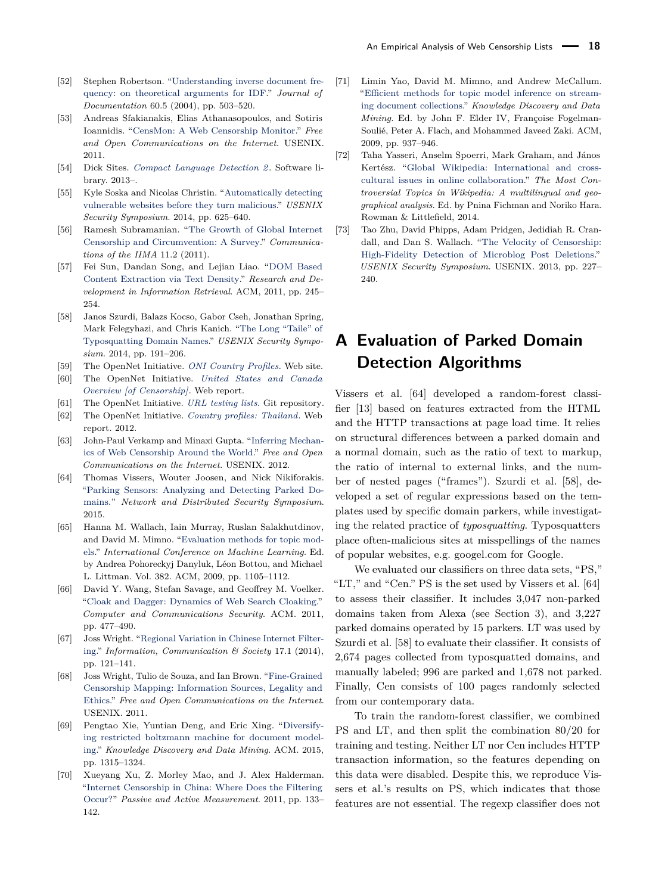[52] Stephen Robertson. "Understanding inverse document frequency: on theoretical arguments for IDF." *Journal of Documentation* 60.5 (2004), pp. 503–520.

[53] Andreas Sfakianakis, Elias Athanasopoulos, and Sotiris Ioannidis. "CensMon: A Web Censorship Monitor." *Free and Open Communications on the Internet*. USENIX. 2011.

[54] Dick Sites. *Compact Language Detection 2*. Software library. 2013–.

[55] Kyle Soska and Nicolas Christin. "Automatically detecting vulnerable websites before they turn malicious." *USENIX Security Symposium*. 2014, pp. 625–640.

[56] Ramesh Subramanian. "The Growth of Global Internet Censorship and Circumvention: A Survey." *Communications of the IIMA* 11.2 (2011).

[57] Fei Sun, Dandan Song, and Lejian Liao. "DOM Based Content Extraction via Text Density." *Research and Development in Information Retrieval*. ACM, 2011, pp. 245–254.

[58] Janos Szurdi, Balazs Kocso, Gabor Cseh, Jonathan Spring, Mark Felegyhazi, and Chris Kanich. "The Long "Taile" of Typosquatting Domain Names." *USENIX Security Symposium*. 2014, pp. 191–206.

[59] The OpenNet Initiative. *ONI Country Profiles*. Web site.

[60] The OpenNet Initiative. *United States and Canada Overview [of Censorship]*. Web report.

[61] The OpenNet Initiative. *URL testing lists*. Git repository.

[62] The OpenNet Initiative. *Country profiles: Thailand*. Web report. 2012.

[63] John-Paul Verkamp and Minaxi Gupta. "Inferring Mechanics of Web Censorship Around the World." *Free and Open Communications on the Internet*. USENIX. 2012.

[64] Thomas Vissers, Wouter Joosen, and Nick Nikiforakis. "Parking Sensors: Analyzing and Detecting Parked Domains." *Network and Distributed Security Symposium*. 2015.

[65] Hanna M. Wallach, Iain Murray, Ruslan Salakhutdinov, and David M. Mimno. "Evaluation methods for topic models." *International Conference on Machine Learning*. Ed. by Andrea Pohoreckyj Danyluk, Léon Bottou, and Michael L. Littman. Vol. 382. ACM, 2009, pp. 1105–1112.

[66] David Y. Wang, Stefan Savage, and Geoffrey M. Voelker. "Cloak and Dagger: Dynamics of Web Search Cloaking." *Computer and Communications Security*. ACM. 2011, pp. 477–490.

[67] Joss Wright. "Regional Variation in Chinese Internet Filtering." *Information, Communication & Society* 17.1 (2014), pp. 121–141.

[68] Joss Wright, Tulio de Souza, and Ian Brown. "Fine-Grained Censorship Mapping: Information Sources, Legality and Ethics." *Free and Open Communications on the Internet*. USENIX. 2011.

[69] Pengtao Xie, Yuntian Deng, and Eric Xing. "Diversifying restricted boltzmann machine for document modeling." *Knowledge Discovery and Data Mining*. ACM. 2015, pp. 1315–1324.

[70] Xueyang Xu, Z. Morley Mao, and J. Alex Halderman. "Internet Censorship in China: Where Does the Filtering Occur?" *Passive and Active Measurement*. 2011, pp. 133–142.

[71] Limin Yao, David M. Mimno, and Andrew McCallum. "Efficient methods for topic model inference on streaming document collections." *Knowledge Discovery and Data Mining*. Ed. by John F. Elder IV, Françoise Fogelman-Soulié, Peter A. Flach, and Mohammed Javeed Zaki. ACM, 2009, pp. 937–946.

[72] Taha Yasseri, Anselm Spoerri, Mark Graham, and János Kertész. "Global Wikipedia: International and cross-cultural issues in online collaboration." *The Most Controversial Topics in Wikipedia: A multilingual and geographical analysis*. Ed. by Pnina Fichman and Noriko Hara. Rowman & Littlefield, 2014.

[73] Tao Zhu, David Phipps, Adam Pridgen, Jedidiah R. Crandall, and Dan S. Wallach. "The Velocity of Censorship: High-Fidelity Detection of Microblog Post Deletions." *USENIX Security Symposium*. USENIX. 2013, pp. 227–240.

# A Evaluation of Parked Domain Detection Algorithms

Vissers et al. [64] developed a random-forest classifier [13] based on features extracted from the HTML and the HTTP transactions at page load time. It relies on structural differences between a parked domain and a normal domain, such as the ratio of text to markup, the ratio of internal to external links, and the number of nested pages ("frames"). Szurdi et al. [58], developed a set of regular expressions based on the templates used by specific domain parkers, while investigating the related practice of *typosquatting*. Typosquatters place often-malicious sites at misspellings of the names of popular websites, e.g. googel.com for Google.

We evaluated our classifiers on three data sets, "PS," "LT," and "Cen." PS is the set used by Vissers et al. [64] to assess their classifier. It includes 3,047 non-parked domains taken from Alexa (see Section 3), and 3,227 parked domains operated by 15 parkers. LT was used by Szurdi et al. [58] to evaluate their classifier. It consists of 2,674 pages collected from typosquatted domains, and manually labeled; 996 are parked and 1,678 not parked. Finally, Cen consists of 100 pages randomly selected from our contemporary data.

To train the random-forest classifier, we combined PS and LT, and then split the combination 80/20 for training and testing. Neither LT nor Cen includes HTTP transaction information, so the features depending on this data were disabled. Despite this, we reproduce Vissers et al.'s results on PS, which indicates that those features are not essential. The regexp classifier does not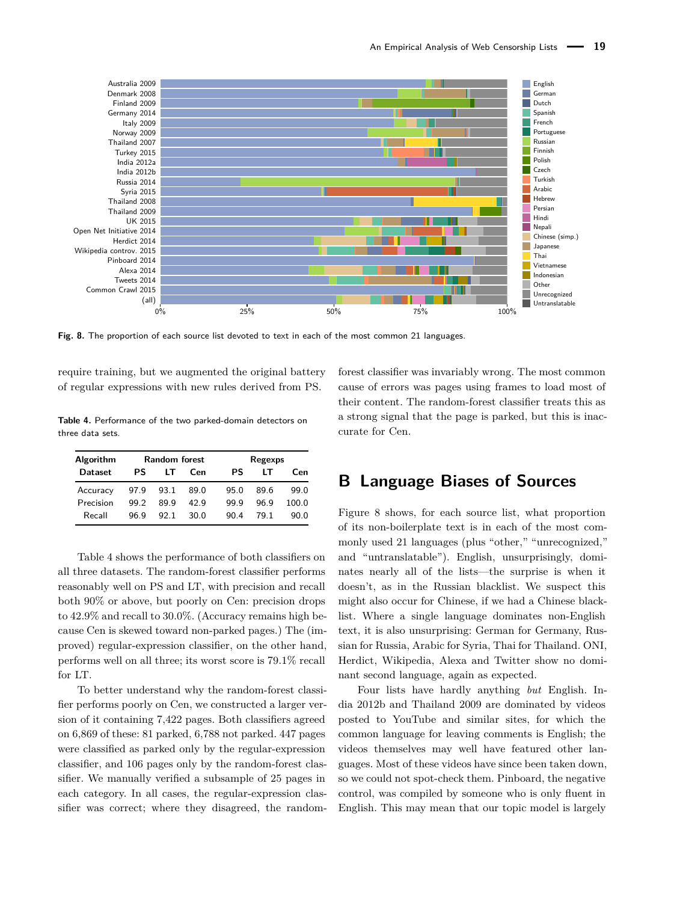Fig. 8. The proportion of each source list devoted to text in each of the most common 21 languages.

require training, but we augmented the original battery of regular expressions with new rules derived from PS.

**Table 4.** Performance of the two parked-domain detectors on three data sets.

| Algorithm | Random forest | | | Regexps | | |
|---|---|---|---|---|---|---|
| Dataset | PS | LT | Cen | PS | LT | Cen |
| Accuracy | 97.9 | 93.1 | 89.0 | 95.0 | 89.6 | 99.0 |
| Precision | 99.2 | 89.9 | 42.9 | 99.9 | 96.9 | 100.0 |
| Recall | 96.9 | 92.1 | 30.0 | 90.4 | 79.1 | 90.0 |

Table 4 shows the performance of both classifiers on all three datasets. The random-forest classifier performs reasonably well on PS and LT, with precision and recall both 90% or above, but poorly on Cen: precision drops to 42.9% and recall to 30.0%. (Accuracy remains high because Cen is skewed toward non-parked pages.) The (improved) regular-expression classifier, on the other hand, performs well on all three; its worst score is 79.1% recall for LT.

To better understand why the random-forest classifier performs poorly on Cen, we constructed a larger version of it containing 7,422 pages. Both classifiers agreed on 6,869 of these: 81 parked, 6,788 not parked. 447 pages were classified as parked only by the regular-expression classifier, and 106 pages only by the random-forest classifier. We manually verified a subsample of 25 pages in each category. In all cases, the regular-expression classifier was correct; where they disagreed, the random-forest classifier was invariably wrong. The most common cause of errors was pages using frames to load most of their content. The random-forest classifier treats this as a strong signal that the page is parked, but this is inaccurate for Cen.

## B Language Biases of Sources

Figure 8 shows, for each source list, what proportion of its non-boilerplate text is in each of the most commonly used 21 languages (plus "other," "unrecognized," and "untranslatable"). English, unsurprisingly, dominates nearly all of the lists—the surprise is when it doesn't, as in the Russian blacklist. We suspect this might also occur for Chinese, if we had a Chinese blacklist. Where a single language dominates non-English text, it is also unsurprising: German for Germany, Russian for Russia, Arabic for Syria, Thai for Thailand. ONI, Herdict, Wikipedia, Alexa and Twitter show no dominant second language, again as expected.

Four lists have hardly anything *but* English. India 2012b and Thailand 2009 are dominated by videos posted to YouTube and similar sites, for which the common language for leaving comments is English; the videos themselves may well have featured other languages. Most of these videos have since been taken down, so we could not spot-check them. Pinboard, the negative control, was compiled by someone who is only fluent in English. This may mean that our topic model is largely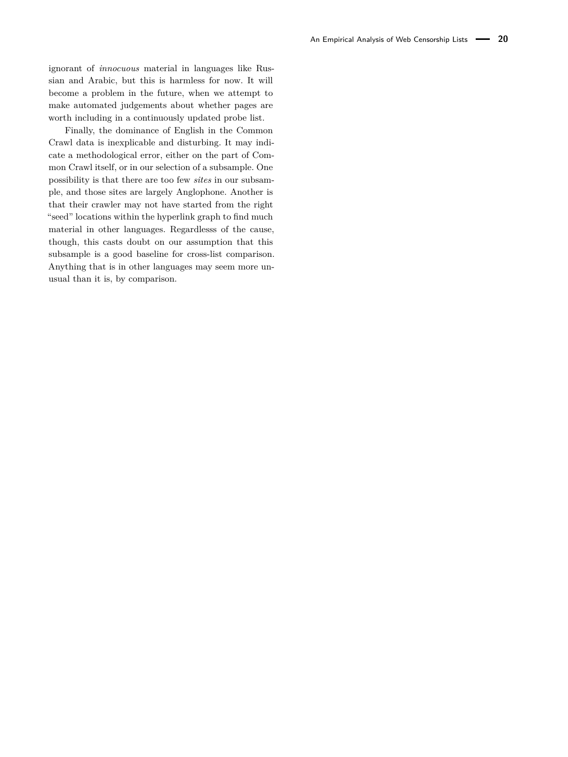ignorant of *innocuous* material in languages like Russian and Arabic, but this is harmless for now. It will become a problem in the future, when we attempt to make automated judgements about whether pages are worth including in a continuously updated probe list.

Finally, the dominance of English in the Common Crawl data is inexplicable and disturbing. It may indicate a methodological error, either on the part of Common Crawl itself, or in our selection of a subsample. One possibility is that there are too few *sites* in our subsample, and those sites are largely Anglophone. Another is that their crawler may not have started from the right "seed" locations within the hyperlink graph to find much material in other languages. Regardlesss of the cause, though, this casts doubt on our assumption that this subsample is a good baseline for cross-list comparison. Anything that is in other languages may seem more unusual than it is, by comparison.